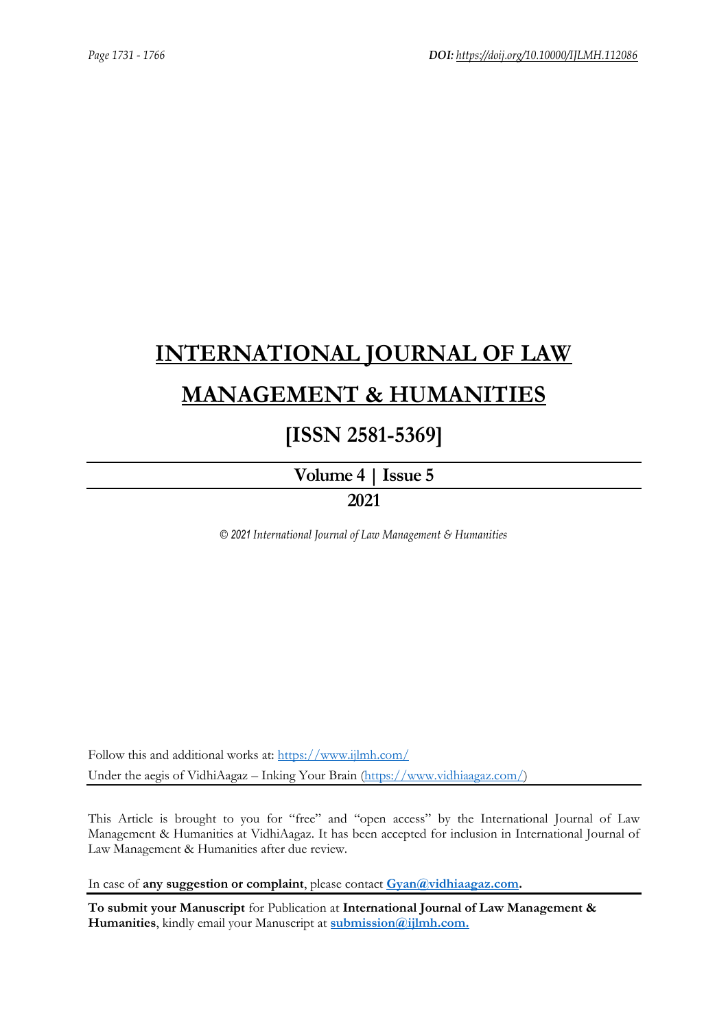# INTERNATIONAL JOURNAL OF LAW MANAGEMENT & HUMANITIES

## [ISSN 2581-5369]

**Volume 4 | Issue 5**

**2021**

*© 2021 International Journal of Law Management & Humanities*

Follow this and additional works at: https://www.ijlmh.com/

Under the aegis of VidhiAagaz – Inking Your Brain (https://www.vidhiaagaz.com/)

This Article is brought to you for "free" and "open access" by the International Journal of Law Management & Humanities at VidhiAagaz. It has been accepted for inclusion in International Journal of Law Management & Humanities after due review.

In case of **any suggestion or complaint**, please contact **Gyan@vidhiaagaz.com.**

**To submit your Manuscript** for Publication at **International Journal of Law Management & Humanities**, kindly email your Manuscript at **submission@ijlmh.com.**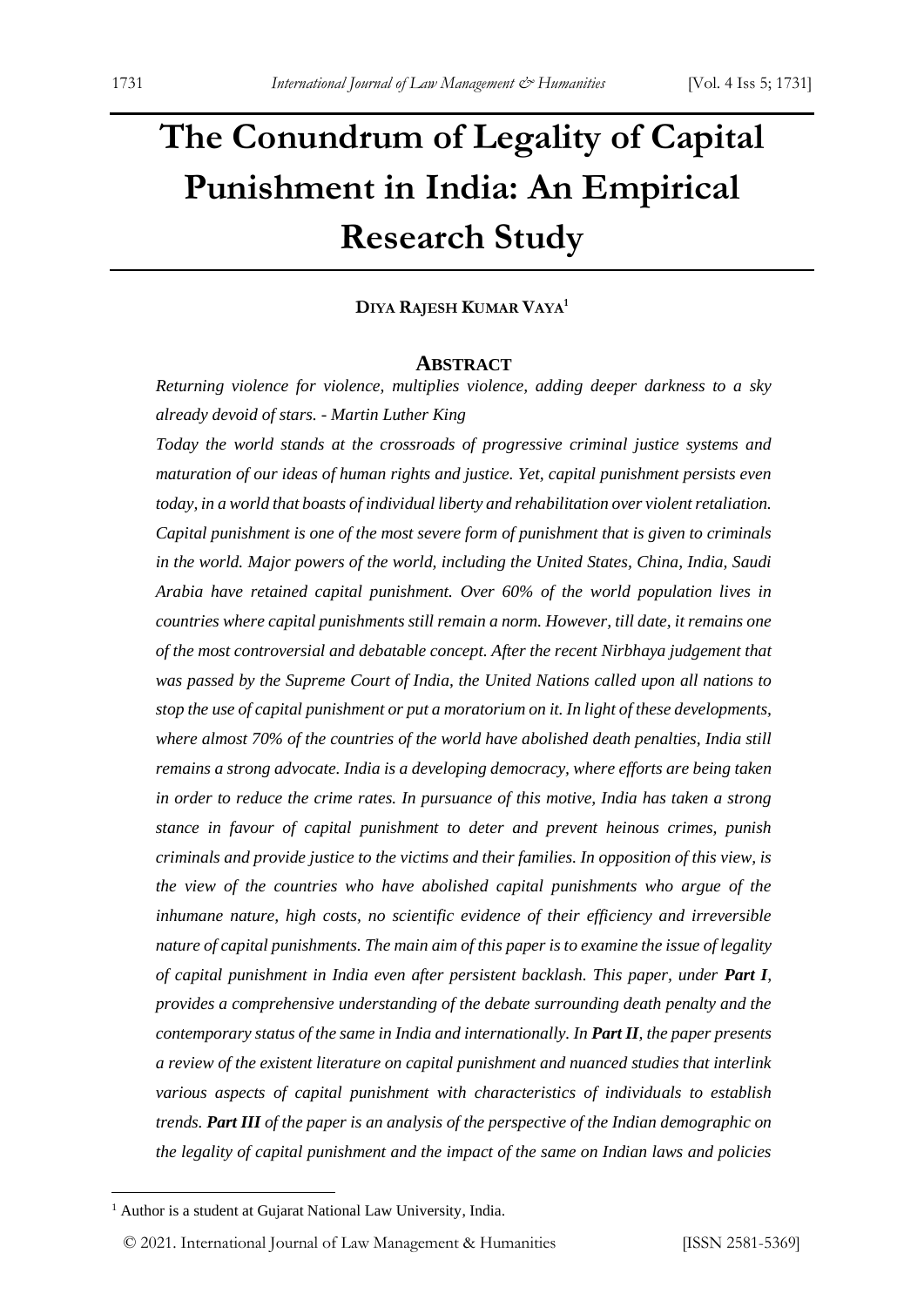# The Conundrum of Legality of Capital Punishment in India: An Empirical Research Study

**DIYA RAJESH KUMAR VAYA**[1]

## ABSTRACT

*Returning violence for violence, multiplies violence, adding deeper darkness to a sky already devoid of stars. - Martin Luther King*

*Today the world stands at the crossroads of progressive criminal justice systems and maturation of our ideas of human rights and justice. Yet, capital punishment persists even today, in a world that boasts of individual liberty and rehabilitation over violent retaliation. Capital punishment is one of the most severe form of punishment that is given to criminals in the world. Major powers of the world, including the United States, China, India, Saudi Arabia have retained capital punishment. Over 60% of the world population lives in countries where capital punishments still remain a norm. However, till date, it remains one of the most controversial and debatable concept. After the recent Nirbhaya judgement that was passed by the Supreme Court of India, the United Nations called upon all nations to stop the use of capital punishment or put a moratorium on it. In light of these developments, where almost 70% of the countries of the world have abolished death penalties, India still remains a strong advocate. India is a developing democracy, where efforts are being taken in order to reduce the crime rates. In pursuance of this motive, India has taken a strong stance in favour of capital punishment to deter and prevent heinous crimes, punish criminals and provide justice to the victims and their families. In opposition of this view, is the view of the countries who have abolished capital punishments who argue of the inhumane nature, high costs, no scientific evidence of their efficiency and irreversible nature of capital punishments. The main aim of this paper is to examine the issue of legality of capital punishment in India even after persistent backlash. This paper, under **Part I**, provides a comprehensive understanding of the debate surrounding death penalty and the contemporary status of the same in India and internationally. In **Part II**, the paper presents a review of the existent literature on capital punishment and nuanced studies that interlink various aspects of capital punishment with characteristics of individuals to establish trends. **Part III** of the paper is an analysis of the perspective of the Indian demographic on the legality of capital punishment and the impact of the same on Indian laws and policies*

---

[1] Author is a student at Gujarat National Law University, India.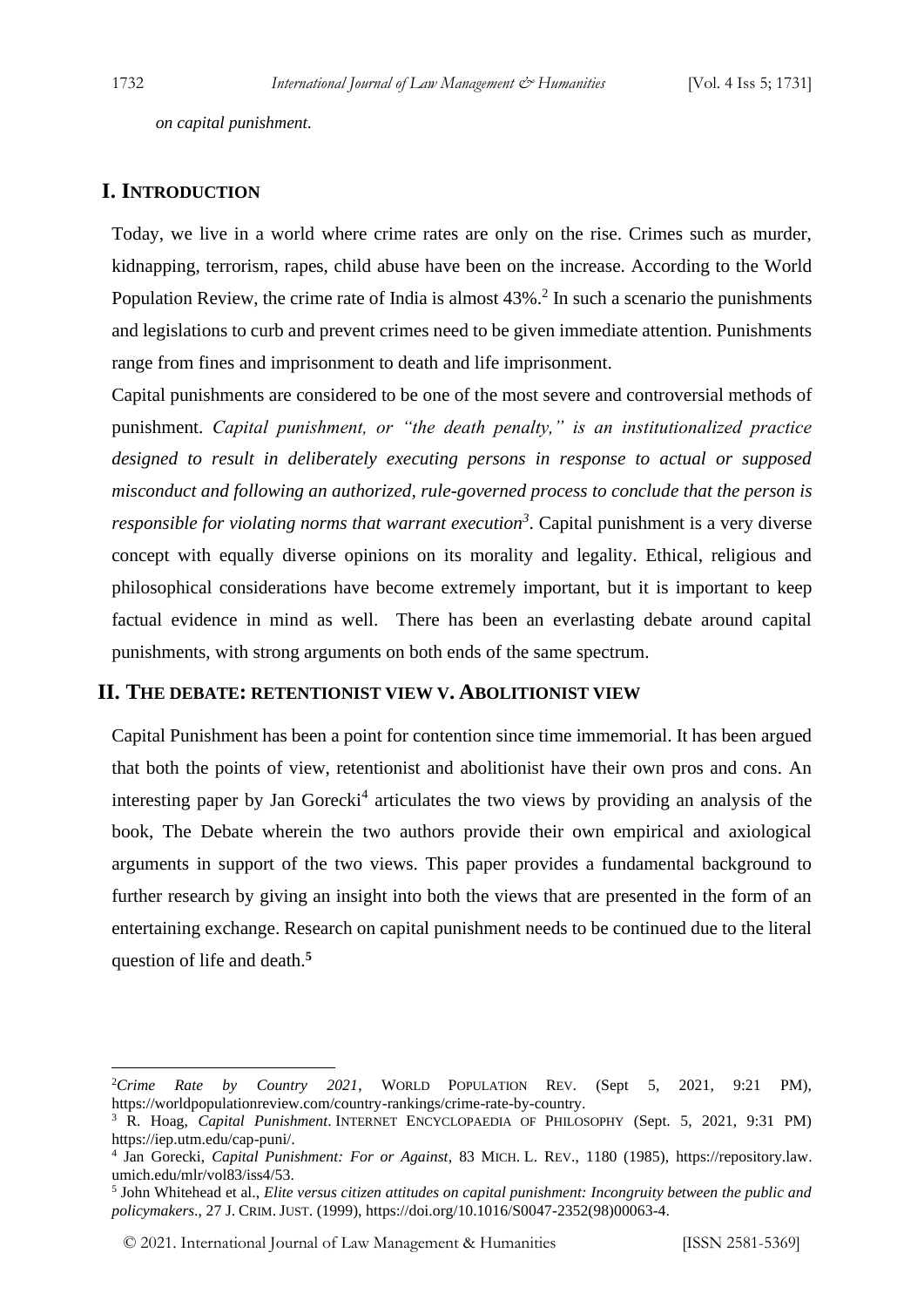*on capital punishment.*

## I. INTRODUCTION

Today, we live in a world where crime rates are only on the rise. Crimes such as murder, kidnapping, terrorism, rapes, child abuse have been on the increase. According to the World Population Review, the crime rate of India is almost 43%.[2] In such a scenario the punishments and legislations to curb and prevent crimes need to be given immediate attention. Punishments range from fines and imprisonment to death and life imprisonment.

Capital punishments are considered to be one of the most severe and controversial methods of punishment. *Capital punishment, or "the death penalty," is an institutionalized practice designed to result in deliberately executing persons in response to actual or supposed misconduct and following an authorized, rule-governed process to conclude that the person is responsible for violating norms that warrant execution*[3]. Capital punishment is a very diverse concept with equally diverse opinions on its morality and legality. Ethical, religious and philosophical considerations have become extremely important, but it is important to keep factual evidence in mind as well. There has been an everlasting debate around capital punishments, with strong arguments on both ends of the same spectrum.

## II. THE DEBATE: RETENTIONIST VIEW V. ABOLITIONIST VIEW

Capital Punishment has been a point for contention since time immemorial. It has been argued that both the points of view, retentionist and abolitionist have their own pros and cons. An interesting paper by Jan Gorecki[4] articulates the two views by providing an analysis of the book, The Debate wherein the two authors provide their own empirical and axiological arguments in support of the two views. This paper provides a fundamental background to further research by giving an insight into both the views that are presented in the form of an entertaining exchange. Research on capital punishment needs to be continued due to the literal question of life and death.[5]

---

[2] *Crime Rate by Country 2021*, WORLD POPULATION REV. (Sept 5, 2021, 9:21 PM), https://worldpopulationreview.com/country-rankings/crime-rate-by-country.

[3] R. Hoag, *Capital Punishment*. INTERNET ENCYCLOPAEDIA OF PHILOSOPHY (Sept. 5, 2021, 9:31 PM) https://iep.utm.edu/cap-puni/.

[4] Jan Gorecki, *Capital Punishment: For or Against*, 83 MICH. L. REV., 1180 (1985), https://repository.law.umich.edu/mlr/vol83/iss4/53.

[5] John Whitehead et al., *Elite versus citizen attitudes on capital punishment: Incongruity between the public and policymakers*., 27 J. CRIM. JUST. (1999), https://doi.org/10.1016/S0047-2352(98)00063-4.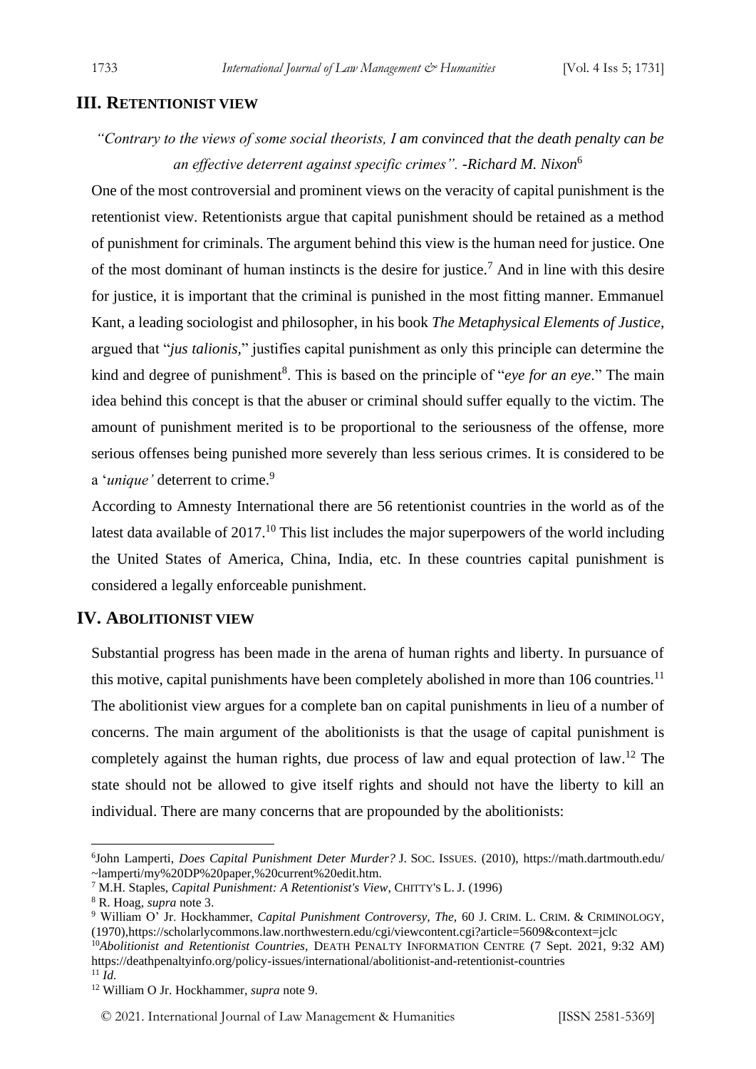## III. Retentionist view

*"Contrary to the views of some social theorists, I am convinced that the death penalty can be an effective deterrent against specific crimes". -Richard M. Nixon*[6]

One of the most controversial and prominent views on the veracity of capital punishment is the retentionist view. Retentionists argue that capital punishment should be retained as a method of punishment for criminals. The argument behind this view is the human need for justice. One of the most dominant of human instincts is the desire for justice.[7] And in line with this desire for justice, it is important that the criminal is punished in the most fitting manner. Emmanuel Kant, a leading sociologist and philosopher, in his book *The Metaphysical Elements of Justice*, argued that "*jus talionis*," justifies capital punishment as only this principle can determine the kind and degree of punishment[8]. This is based on the principle of "*eye for an eye*." The main idea behind this concept is that the abuser or criminal should suffer equally to the victim. The amount of punishment merited is to be proportional to the seriousness of the offense, more serious offenses being punished more severely than less serious crimes. It is considered to be a '*unique'* deterrent to crime.[9]

According to Amnesty International there are 56 retentionist countries in the world as of the latest data available of 2017.[10] This list includes the major superpowers of the world including the United States of America, China, India, etc. In these countries capital punishment is considered a legally enforceable punishment.

## IV. Abolitionist view

Substantial progress has been made in the arena of human rights and liberty. In pursuance of this motive, capital punishments have been completely abolished in more than 106 countries.[11] The abolitionist view argues for a complete ban on capital punishments in lieu of a number of concerns. The main argument of the abolitionists is that the usage of capital punishment is completely against the human rights, due process of law and equal protection of law.[12] The state should not be allowed to give itself rights and should not have the liberty to kill an individual. There are many concerns that are propounded by the abolitionists:

---

[6] John Lamperti, *Does Capital Punishment Deter Murder?* J. Soc. Issues. (2010), https://math.dartmouth.edu/~lamperti/my%20DP%20paper,%20current%20edit.htm.

[7] M.H. Staples, *Capital Punishment: A Retentionist's View*, Chitty's L. J. (1996)

[8] R. Hoag, *supra* note 3.

[9] William O' Jr. Hockhammer, *Capital Punishment Controversy, The*, 60 J. Crim. L. Crim. & Criminology, (1970),https://scholarlycommons.law.northwestern.edu/cgi/viewcontent.cgi?article=5609&context=jclc

[10] *Abolitionist and Retentionist Countries*, Death Penalty Information Centre (7 Sept. 2021, 9:32 AM) https://deathpenaltyinfo.org/policy-issues/international/abolitionist-and-retentionist-countries

[11] *Id.*

[12] William O Jr. Hockhammer, *supra* note 9.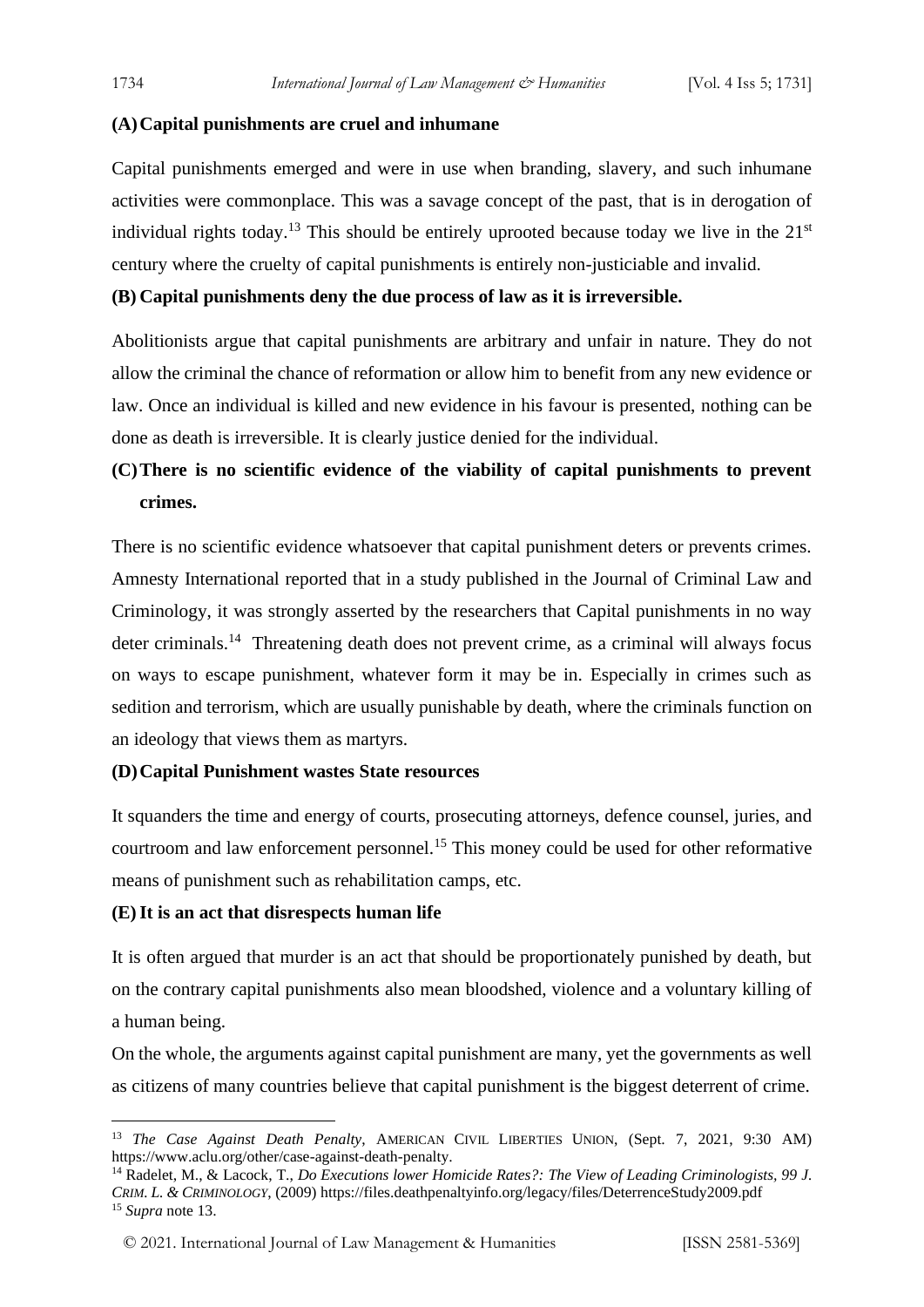**(A) Capital punishments are cruel and inhumane**

Capital punishments emerged and were in use when branding, slavery, and such inhumane activities were commonplace. This was a savage concept of the past, that is in derogation of individual rights today.[13] This should be entirely uprooted because today we live in the 21st century where the cruelty of capital punishments is entirely non-justiciable and invalid.

**(B) Capital punishments deny the due process of law as it is irreversible.**

Abolitionists argue that capital punishments are arbitrary and unfair in nature. They do not allow the criminal the chance of reformation or allow him to benefit from any new evidence or law. Once an individual is killed and new evidence in his favour is presented, nothing can be done as death is irreversible. It is clearly justice denied for the individual.

**(C) There is no scientific evidence of the viability of capital punishments to prevent crimes.**

There is no scientific evidence whatsoever that capital punishment deters or prevents crimes. Amnesty International reported that in a study published in the Journal of Criminal Law and Criminology, it was strongly asserted by the researchers that Capital punishments in no way deter criminals.[14] Threatening death does not prevent crime, as a criminal will always focus on ways to escape punishment, whatever form it may be in. Especially in crimes such as sedition and terrorism, which are usually punishable by death, where the criminals function on an ideology that views them as martyrs.

**(D) Capital Punishment wastes State resources**

It squanders the time and energy of courts, prosecuting attorneys, defence counsel, juries, and courtroom and law enforcement personnel.[15] This money could be used for other reformative means of punishment such as rehabilitation camps, etc.

**(E) It is an act that disrespects human life**

It is often argued that murder is an act that should be proportionately punished by death, but on the contrary capital punishments also mean bloodshed, violence and a voluntary killing of a human being.

On the whole, the arguments against capital punishment are many, yet the governments as well as citizens of many countries believe that capital punishment is the biggest deterrent of crime.

---

[13] *The Case Against Death Penalty*, AMERICAN CIVIL LIBERTIES UNION, (Sept. 7, 2021, 9:30 AM) https://www.aclu.org/other/case-against-death-penalty.

[14] Radelet, M., & Lacock, T., *Do Executions lower Homicide Rates?: The View of Leading Criminologists, 99 J. CRIM. L. & CRIMINOLOGY*, (2009) https://files.deathpenaltyinfo.org/legacy/files/DeterrenceStudy2009.pdf

[15] *Supra* note 13.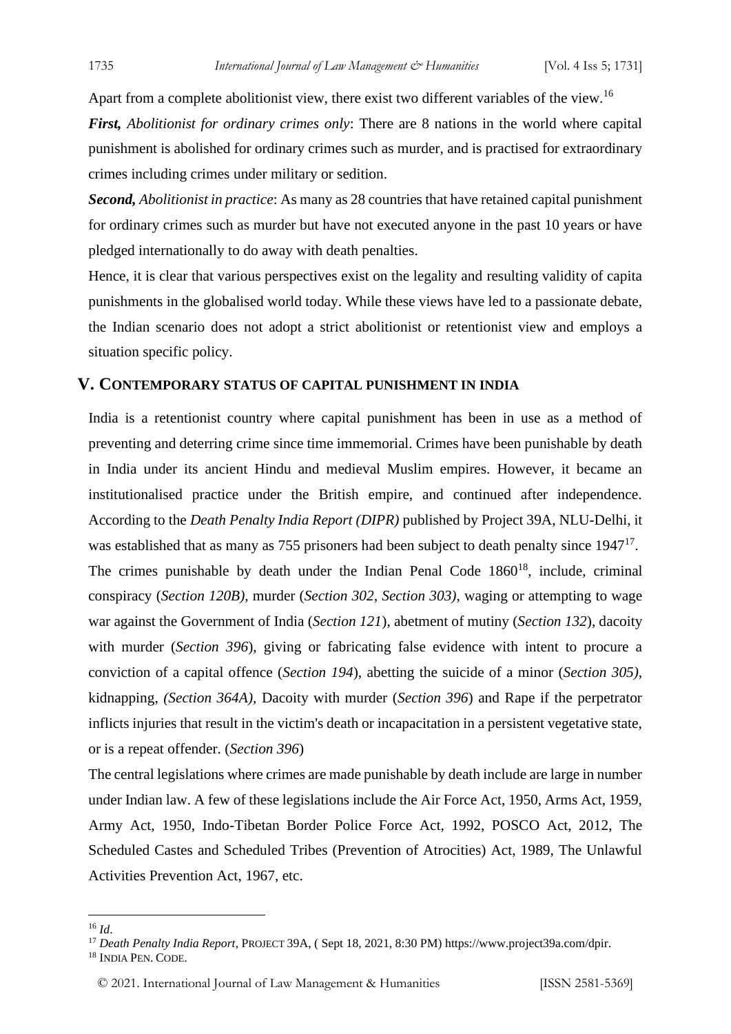Apart from a complete abolitionist view, there exist two different variables of the view.[16]

***First,*** *Abolitionist for ordinary crimes only*: There are 8 nations in the world where capital punishment is abolished for ordinary crimes such as murder, and is practised for extraordinary crimes including crimes under military or sedition.

***Second,*** *Abolitionist in practice*: As many as 28 countries that have retained capital punishment for ordinary crimes such as murder but have not executed anyone in the past 10 years or have pledged internationally to do away with death penalties.

Hence, it is clear that various perspectives exist on the legality and resulting validity of capita punishments in the globalised world today. While these views have led to a passionate debate, the Indian scenario does not adopt a strict abolitionist or retentionist view and employs a situation specific policy.

## V. CONTEMPORARY STATUS OF CAPITAL PUNISHMENT IN INDIA

India is a retentionist country where capital punishment has been in use as a method of preventing and deterring crime since time immemorial. Crimes have been punishable by death in India under its ancient Hindu and medieval Muslim empires. However, it became an institutionalised practice under the British empire, and continued after independence. According to the *Death Penalty India Report (DIPR)* published by Project 39A, NLU-Delhi, it was established that as many as 755 prisoners had been subject to death penalty since 1947[17].

The crimes punishable by death under the Indian Penal Code 1860[18], include, criminal conspiracy (*Section 120B)*, murder (*Section 302, Section 303)*, waging or attempting to wage war against the Government of India (*Section 121*), abetment of mutiny (*Section 132*), dacoity with murder (*Section 396*), giving or fabricating false evidence with intent to procure a conviction of a capital offence (*Section 194*), abetting the suicide of a minor (*Section 305)*, kidnapping, *(Section 364A),* Dacoity with murder (*Section 396*) and Rape if the perpetrator inflicts injuries that result in the victim's death or incapacitation in a persistent vegetative state, or is a repeat offender. (*Section 396*)

The central legislations where crimes are made punishable by death include are large in number under Indian law. A few of these legislations include the Air Force Act, 1950, Arms Act, 1959, Army Act, 1950, Indo-Tibetan Border Police Force Act, 1992, POSCO Act, 2012, The Scheduled Castes and Scheduled Tribes (Prevention of Atrocities) Act, 1989, The Unlawful Activities Prevention Act, 1967, etc.

---

[16] *Id*.

[17] *Death Penalty India Report*, PROJECT 39A, ( Sept 18, 2021, 8:30 PM) https://www.project39a.com/dpir.

[18] INDIA PEN. CODE.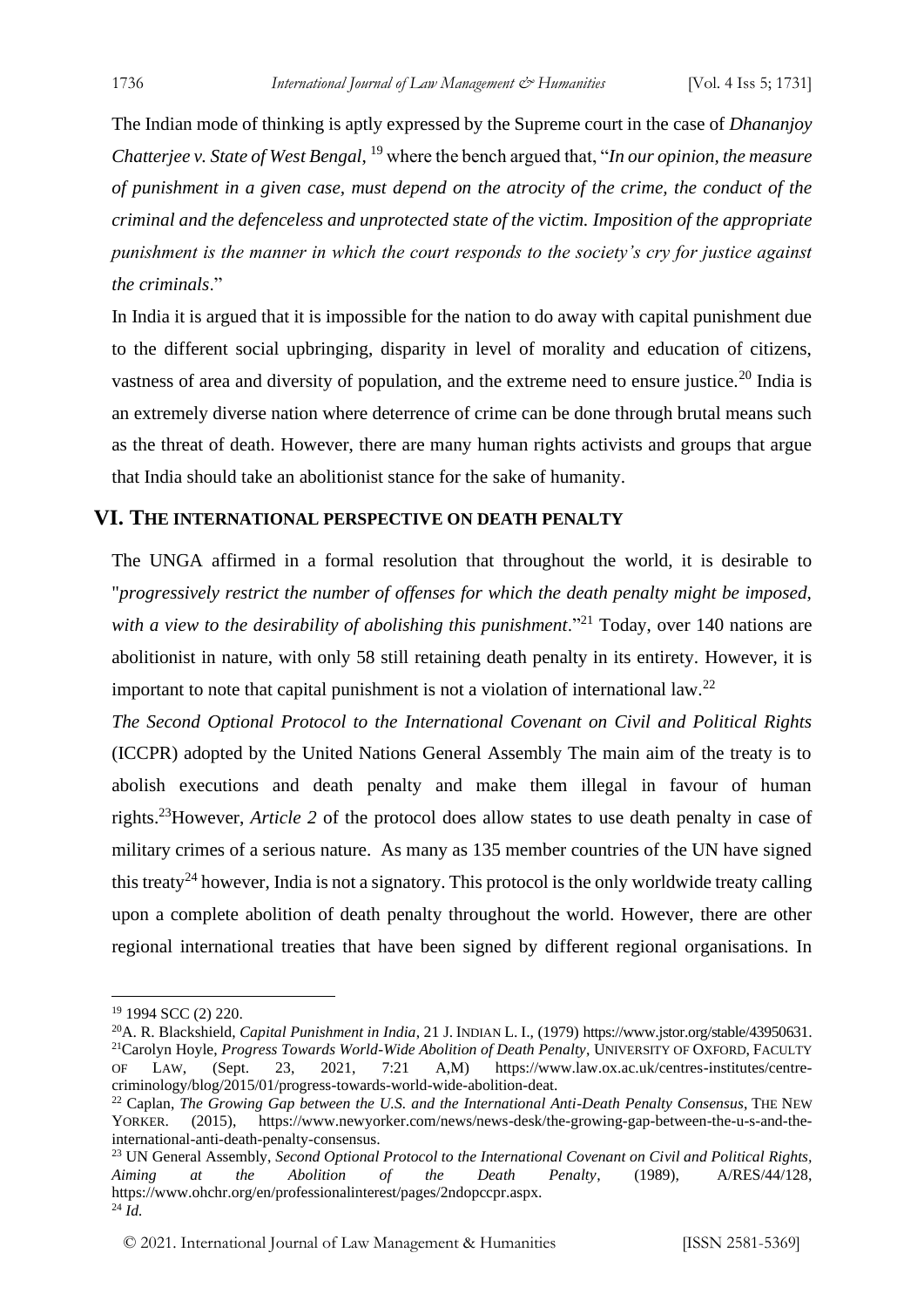The Indian mode of thinking is aptly expressed by the Supreme court in the case of *Dhananjoy Chatterjee v. State of West Bengal*, [19] where the bench argued that, "*In our opinion, the measure of punishment in a given case, must depend on the atrocity of the crime, the conduct of the criminal and the defenceless and unprotected state of the victim. Imposition of the appropriate punishment is the manner in which the court responds to the society's cry for justice against the criminals*."

In India it is argued that it is impossible for the nation to do away with capital punishment due to the different social upbringing, disparity in level of morality and education of citizens, vastness of area and diversity of population, and the extreme need to ensure justice.[20] India is an extremely diverse nation where deterrence of crime can be done through brutal means such as the threat of death. However, there are many human rights activists and groups that argue that India should take an abolitionist stance for the sake of humanity.

## VI. THE INTERNATIONAL PERSPECTIVE ON DEATH PENALTY

The UNGA affirmed in a formal resolution that throughout the world, it is desirable to "*progressively restrict the number of offenses for which the death penalty might be imposed, with a view to the desirability of abolishing this punishment*."[21] Today, over 140 nations are abolitionist in nature, with only 58 still retaining death penalty in its entirety. However, it is important to note that capital punishment is not a violation of international law.[22]

*The Second Optional Protocol to the International Covenant on Civil and Political Rights* (ICCPR) adopted by the United Nations General Assembly The main aim of the treaty is to abolish executions and death penalty and make them illegal in favour of human rights.[23]However, *Article 2* of the protocol does allow states to use death penalty in case of military crimes of a serious nature. As many as 135 member countries of the UN have signed this treaty[24] however, India is not a signatory. This protocol is the only worldwide treaty calling upon a complete abolition of death penalty throughout the world. However, there are other regional international treaties that have been signed by different regional organisations. In

---

[19] 1994 SCC (2) 220.

[20] A. R. Blackshield, *Capital Punishment in India*, 21 J. INDIAN L. I., (1979) https://www.jstor.org/stable/43950631.

[21] Carolyn Hoyle, *Progress Towards World-Wide Abolition of Death Penalty*, UNIVERSITY OF OXFORD, FACULTY OF LAW, (Sept. 23, 2021, 7:21 A,M) https://www.law.ox.ac.uk/centres-institutes/centre-criminology/blog/2015/01/progress-towards-world-wide-abolition-deat.

[22] Caplan, *The Growing Gap between the U.S. and the International Anti-Death Penalty Consensus*, THE NEW YORKER. (2015), https://www.newyorker.com/news/news-desk/the-growing-gap-between-the-u-s-and-the-international-anti-death-penalty-consensus.

[23] UN General Assembly, *Second Optional Protocol to the International Covenant on Civil and Political Rights, Aiming at the Abolition of the Death Penalty*, (1989), A/RES/44/128, https://www.ohchr.org/en/professionalinterest/pages/2ndopccpr.aspx.

[24] *Id.*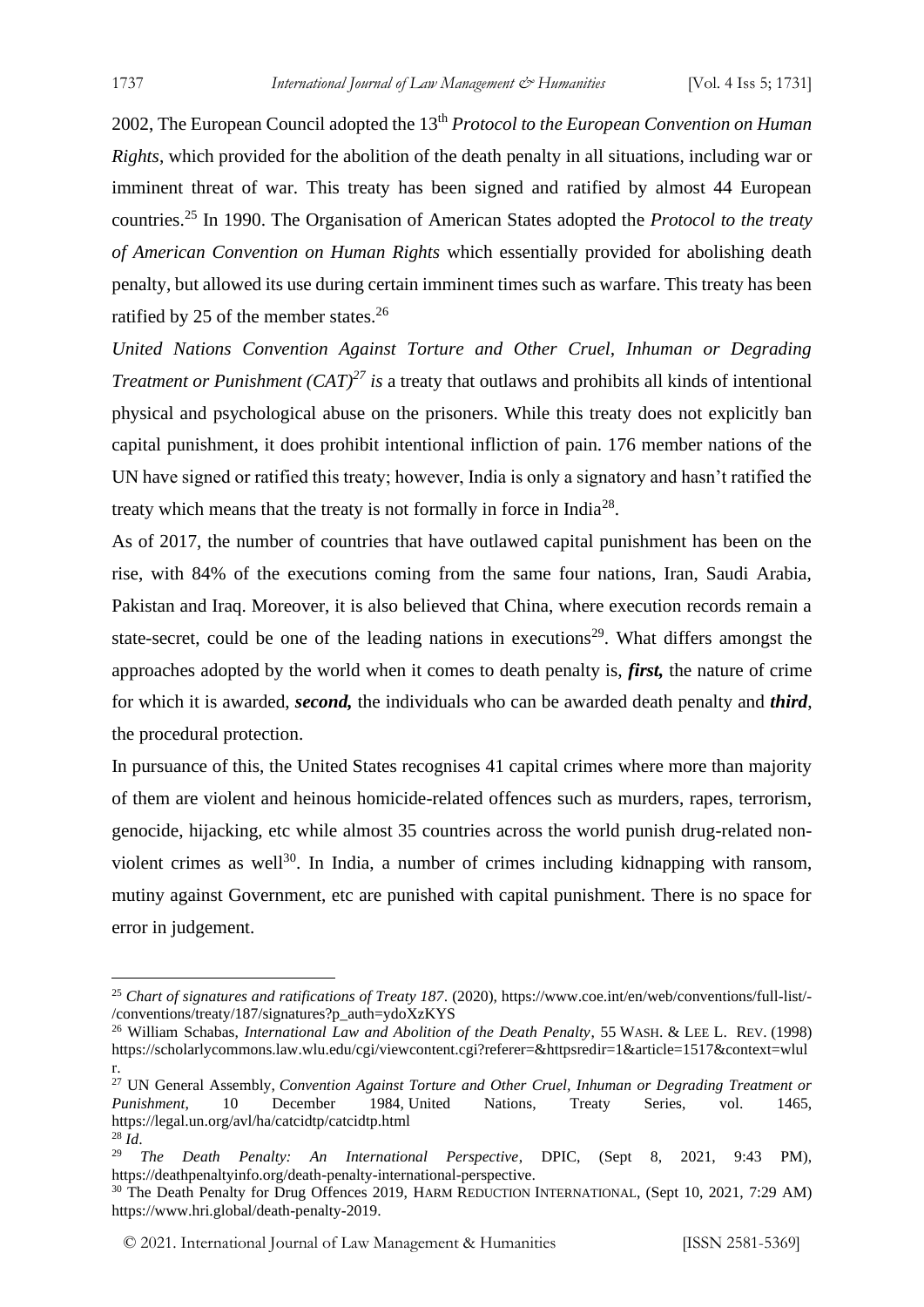2002, The European Council adopted the 13th *Protocol to the European Convention on Human Rights*, which provided for the abolition of the death penalty in all situations, including war or imminent threat of war. This treaty has been signed and ratified by almost 44 European countries.[25] In 1990. The Organisation of American States adopted the *Protocol to the treaty of American Convention on Human Rights* which essentially provided for abolishing death penalty, but allowed its use during certain imminent times such as warfare. This treaty has been ratified by 25 of the member states.[26]

*United Nations Convention Against Torture and Other Cruel, Inhuman or Degrading Treatment or Punishment (CAT)[27] is* a treaty that outlaws and prohibits all kinds of intentional physical and psychological abuse on the prisoners. While this treaty does not explicitly ban capital punishment, it does prohibit intentional infliction of pain. 176 member nations of the UN have signed or ratified this treaty; however, India is only a signatory and hasn't ratified the treaty which means that the treaty is not formally in force in India[28].

As of 2017, the number of countries that have outlawed capital punishment has been on the rise, with 84% of the executions coming from the same four nations, Iran, Saudi Arabia, Pakistan and Iraq. Moreover, it is also believed that China, where execution records remain a state-secret, could be one of the leading nations in executions[29]. What differs amongst the approaches adopted by the world when it comes to death penalty is, ***first,*** the nature of crime for which it is awarded, ***second,*** the individuals who can be awarded death penalty and ***third***, the procedural protection.

In pursuance of this, the United States recognises 41 capital crimes where more than majority of them are violent and heinous homicide-related offences such as murders, rapes, terrorism, genocide, hijacking, etc while almost 35 countries across the world punish drug-related non-violent crimes as well[30]. In India, a number of crimes including kidnapping with ransom, mutiny against Government, etc are punished with capital punishment. There is no space for error in judgement.

---

[25] *Chart of signatures and ratifications of Treaty 187*. (2020), https://www.coe.int/en/web/conventions/full-list/-/conventions/treaty/187/signatures?p_auth=ydoXzKYS

[26] William Schabas, *International Law and Abolition of the Death Penalty*, 55 WASH. & LEE L. REV. (1998) https://scholarlycommons.law.wlu.edu/cgi/viewcontent.cgi?referer=&httpsredir=1&article=1517&context=wlulr.

[27] UN General Assembly, *Convention Against Torture and Other Cruel, Inhuman or Degrading Treatment or Punishment*, 10 December 1984, United Nations, Treaty Series, vol. 1465, https://legal.un.org/avl/ha/catcidtp/catcidtp.html

[28] *Id*.

[29] *The Death Penalty: An International Perspective*, DPIC, (Sept 8, 2021, 9:43 PM), https://deathpenaltyinfo.org/death-penalty-international-perspective.

[30] The Death Penalty for Drug Offences 2019, HARM REDUCTION INTERNATIONAL, (Sept 10, 2021, 7:29 AM) https://www.hri.global/death-penalty-2019.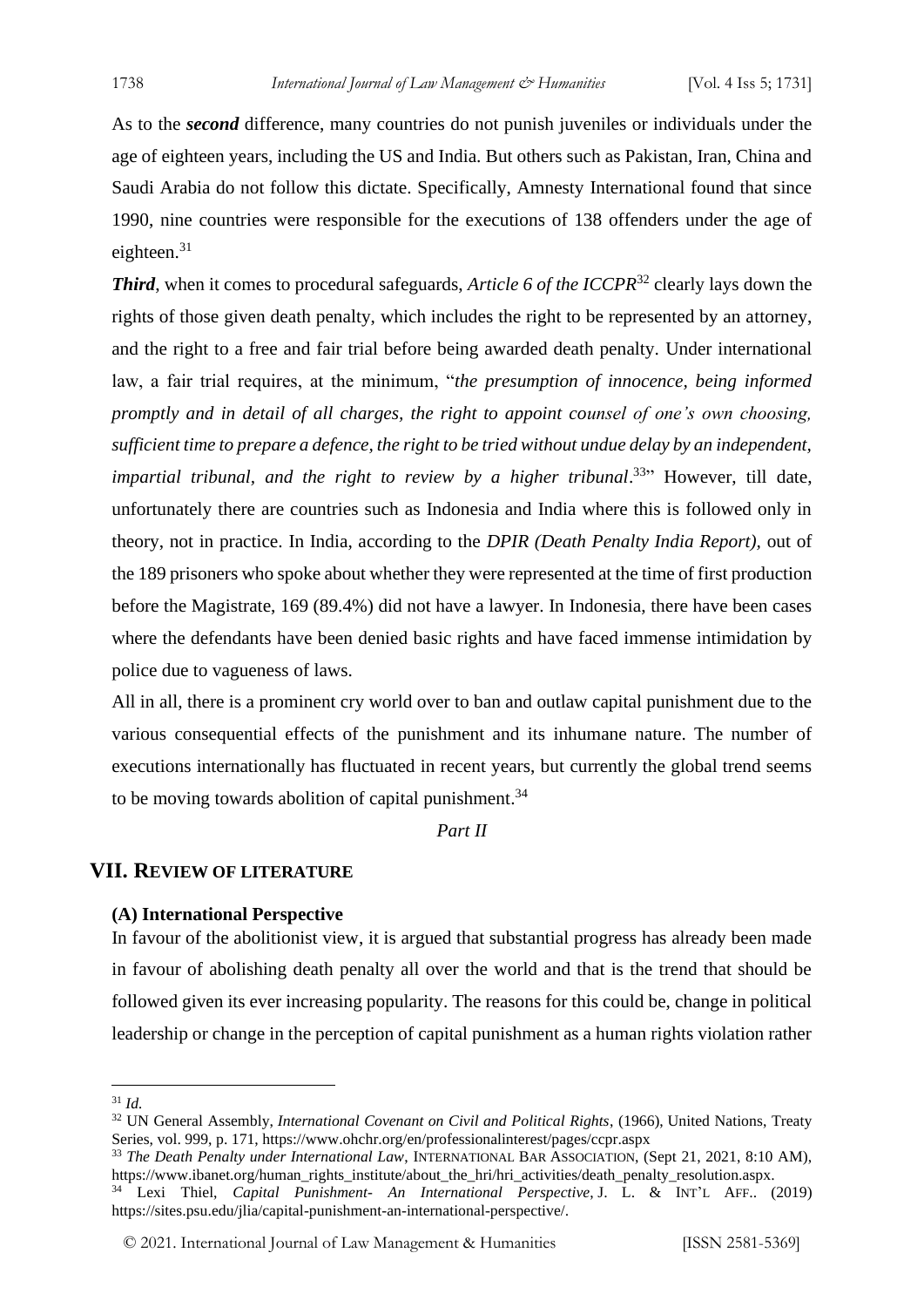As to the ***second*** difference, many countries do not punish juveniles or individuals under the age of eighteen years, including the US and India. But others such as Pakistan, Iran, China and Saudi Arabia do not follow this dictate. Specifically, Amnesty International found that since 1990, nine countries were responsible for the executions of 138 offenders under the age of eighteen.[31]

***Third***, when it comes to procedural safeguards, *Article 6 of the ICCPR*[32] clearly lays down the rights of those given death penalty, which includes the right to be represented by an attorney, and the right to a free and fair trial before being awarded death penalty. Under international law, a fair trial requires, at the minimum, "*the presumption of innocence, being informed promptly and in detail of all charges, the right to appoint counsel of one's own choosing, sufficient time to prepare a defence, the right to be tried without undue delay by an independent, impartial tribunal, and the right to review by a higher tribunal*.[33]" However, till date, unfortunately there are countries such as Indonesia and India where this is followed only in theory, not in practice. In India, according to the *DPIR (Death Penalty India Report)*, out of the 189 prisoners who spoke about whether they were represented at the time of first production before the Magistrate, 169 (89.4%) did not have a lawyer. In Indonesia, there have been cases where the defendants have been denied basic rights and have faced immense intimidation by police due to vagueness of laws.

All in all, there is a prominent cry world over to ban and outlaw capital punishment due to the various consequential effects of the punishment and its inhumane nature. The number of executions internationally has fluctuated in recent years, but currently the global trend seems to be moving towards abolition of capital punishment.[34]

*Part II*

## VII. Review of Literature

### (A) International Perspective

In favour of the abolitionist view, it is argued that substantial progress has already been made in favour of abolishing death penalty all over the world and that is the trend that should be followed given its ever increasing popularity. The reasons for this could be, change in political leadership or change in the perception of capital punishment as a human rights violation rather

---

[31] *Id.*

[32] UN General Assembly, *International Covenant on Civil and Political Rights*, (1966), United Nations, Treaty Series, vol. 999, p. 171, https://www.ohchr.org/en/professionalinterest/pages/ccpr.aspx

[33] *The Death Penalty under International Law*, International Bar Association, (Sept 21, 2021, 8:10 AM), https://www.ibanet.org/human_rights_institute/about_the_hri/hri_activities/death_penalty_resolution.aspx.

[34] Lexi Thiel, *Capital Punishment- An International Perspective*, J. L. & Int'l Aff.. (2019) https://sites.psu.edu/jlia/capital-punishment-an-international-perspective/.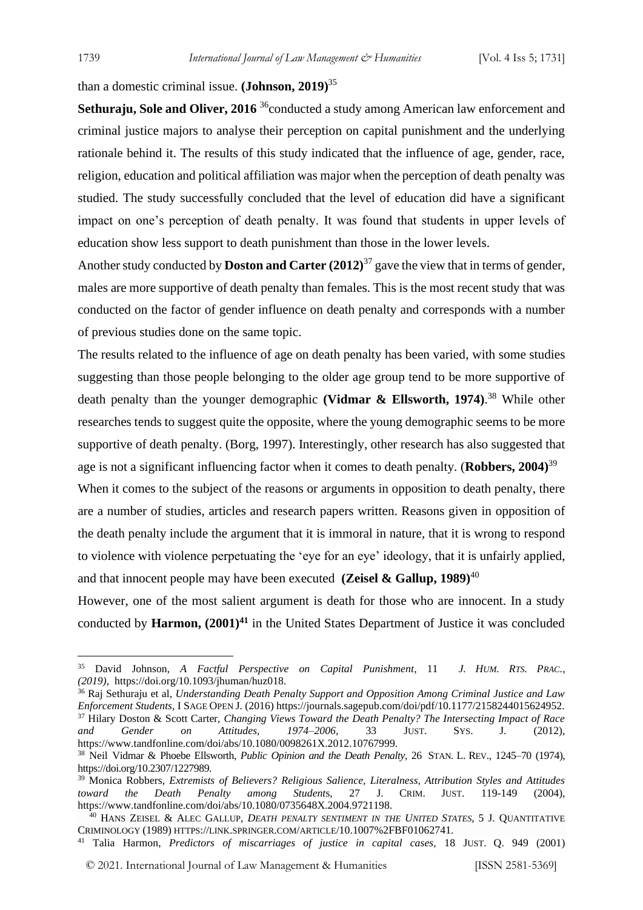than a domestic criminal issue. **(Johnson, 2019)**[35]

**Sethuraju, Sole and Oliver, 2016** [36]conducted a study among American law enforcement and criminal justice majors to analyse their perception on capital punishment and the underlying rationale behind it. The results of this study indicated that the influence of age, gender, race, religion, education and political affiliation was major when the perception of death penalty was studied. The study successfully concluded that the level of education did have a significant impact on one's perception of death penalty. It was found that students in upper levels of education show less support to death punishment than those in the lower levels.

Another study conducted by **Doston and Carter (2012)**[37] gave the view that in terms of gender, males are more supportive of death penalty than females. This is the most recent study that was conducted on the factor of gender influence on death penalty and corresponds with a number of previous studies done on the same topic.

The results related to the influence of age on death penalty has been varied, with some studies suggesting than those people belonging to the older age group tend to be more supportive of death penalty than the younger demographic **(Vidmar & Ellsworth, 1974)**.[38] While other researches tends to suggest quite the opposite, where the young demographic seems to be more supportive of death penalty. (Borg, 1997). Interestingly, other research has also suggested that age is not a significant influencing factor when it comes to death penalty. (**Robbers, 2004)**[39]

When it comes to the subject of the reasons or arguments in opposition to death penalty, there are a number of studies, articles and research papers written. Reasons given in opposition of the death penalty include the argument that it is immoral in nature, that it is wrong to respond to violence with violence perpetuating the 'eye for an eye' ideology, that it is unfairly applied, and that innocent people may have been executed **(Zeisel & Gallup, 1989)**[40]

However, one of the most salient argument is death for those who are innocent. In a study conducted by **Harmon, (2001)[41]** in the United States Department of Justice it was concluded

---

[35] David Johnson, *A Factful Perspective on Capital Punishment*, 11 *J. HUM. RTS. PRAC.*, *(2019)*, https://doi.org/10.1093/jhuman/huz018.

[36] Raj Sethuraju et al, *Understanding Death Penalty Support and Opposition Among Criminal Justice and Law Enforcement Students*, I SAGE OPEN J. (2016) https://journals.sagepub.com/doi/pdf/10.1177/2158244015624952.

[37] Hilary Doston & Scott Carter, *Changing Views Toward the Death Penalty? The Intersecting Impact of Race and Gender on Attitudes, 1974–2006,* 33 JUST. SYS. J. (2012), https://www.tandfonline.com/doi/abs/10.1080/0098261X.2012.10767999.

[38] Neil Vidmar & Phoebe Ellsworth, *Public Opinion and the Death Penalty*, 26 STAN. L. REV., 1245–70 (1974), https://doi.org/10.2307/1227989.

[39] Monica Robbers, *Extremists of Believers? Religious Salience, Literalness, Attribution Styles and Attitudes toward the Death Penalty among Students*, 27 J. CRIM. JUST. 119-149 (2004), https://www.tandfonline.com/doi/abs/10.1080/0735648X.2004.9721198.

[40] HANS ZEISEL & ALEC GALLUP, *DEATH PENALTY SENTIMENT IN THE UNITED STATES*, 5 J. QUANTITATIVE CRIMINOLOGY (1989) HTTPS://LINK.SPRINGER.COM/ARTICLE/10.1007%2FBF01062741.

[41] Talia Harmon, *Predictors of miscarriages of justice in capital cases,* 18 JUST. Q. 949 (2001)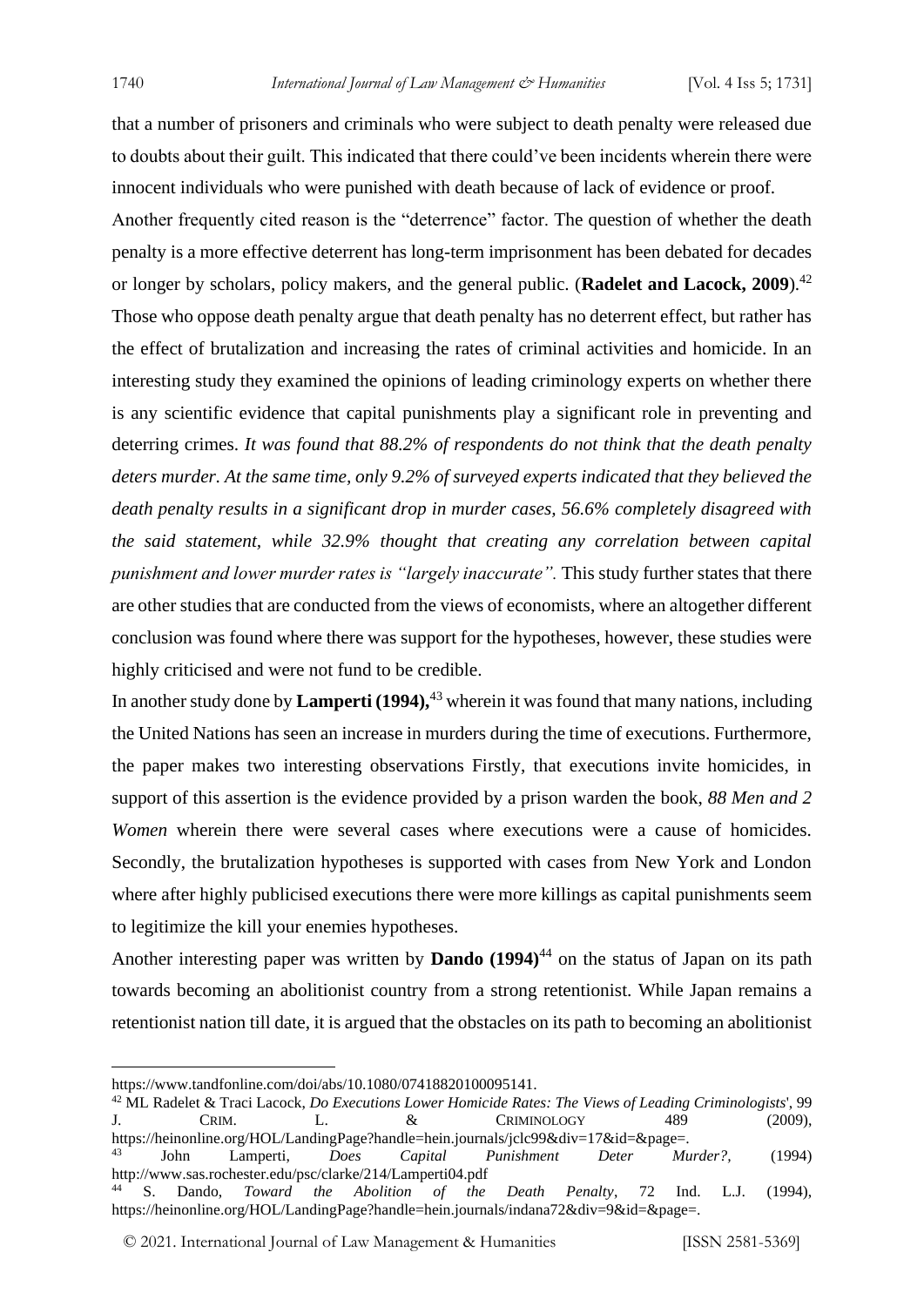that a number of prisoners and criminals who were subject to death penalty were released due to doubts about their guilt. This indicated that there could've been incidents wherein there were innocent individuals who were punished with death because of lack of evidence or proof.

Another frequently cited reason is the "deterrence" factor. The question of whether the death penalty is a more effective deterrent has long-term imprisonment has been debated for decades or longer by scholars, policy makers, and the general public. (**Radelet and Lacock, 2009**).[42] Those who oppose death penalty argue that death penalty has no deterrent effect, but rather has the effect of brutalization and increasing the rates of criminal activities and homicide. In an interesting study they examined the opinions of leading criminology experts on whether there is any scientific evidence that capital punishments play a significant role in preventing and deterring crimes. *It was found that 88.2% of respondents do not think that the death penalty deters murder. At the same time, only 9.2% of surveyed experts indicated that they believed the death penalty results in a significant drop in murder cases, 56.6% completely disagreed with the said statement, while 32.9% thought that creating any correlation between capital punishment and lower murder rates is "largely inaccurate".* This study further states that there are other studies that are conducted from the views of economists, where an altogether different conclusion was found where there was support for the hypotheses, however, these studies were highly criticised and were not fund to be credible.

In another study done by **Lamperti (1994),**[43] wherein it was found that many nations, including the United Nations has seen an increase in murders during the time of executions. Furthermore, the paper makes two interesting observations Firstly, that executions invite homicides, in support of this assertion is the evidence provided by a prison warden the book, *88 Men and 2 Women* wherein there were several cases where executions were a cause of homicides. Secondly, the brutalization hypotheses is supported with cases from New York and London where after highly publicised executions there were more killings as capital punishments seem to legitimize the kill your enemies hypotheses.

Another interesting paper was written by **Dando (1994)**[44] on the status of Japan on its path towards becoming an abolitionist country from a strong retentionist. While Japan remains a retentionist nation till date, it is argued that the obstacles on its path to becoming an abolitionist

---

https://www.tandfonline.com/doi/abs/10.1080/07418820100095141.

[42] ML Radelet & Traci Lacock, *Do Executions Lower Homicide Rates: The Views of Leading Criminologists*', 99 J. Crim. L. & Criminology 489 (2009), https://heinonline.org/HOL/LandingPage?handle=hein.journals/jclc99&div=17&id=&page=.

[43] John Lamperti, *Does Capital Punishment Deter Murder?*, (1994) http://www.sas.rochester.edu/psc/clarke/214/Lamperti04.pdf

[44] S. Dando, *Toward the Abolition of the Death Penalty*, 72 Ind. L.J. (1994), https://heinonline.org/HOL/LandingPage?handle=hein.journals/indana72&div=9&id=&page=.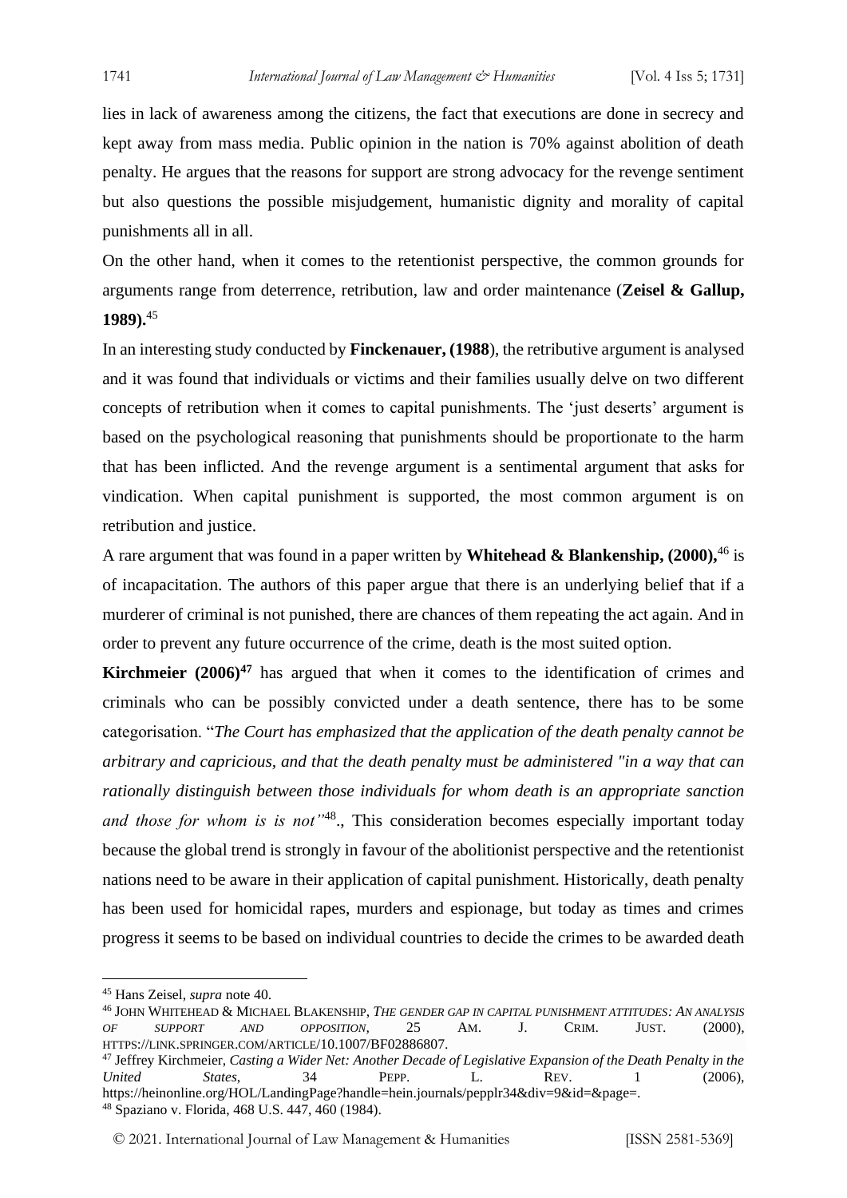lies in lack of awareness among the citizens, the fact that executions are done in secrecy and kept away from mass media. Public opinion in the nation is 70% against abolition of death penalty. He argues that the reasons for support are strong advocacy for the revenge sentiment but also questions the possible misjudgement, humanistic dignity and morality of capital punishments all in all.

On the other hand, when it comes to the retentionist perspective, the common grounds for arguments range from deterrence, retribution, law and order maintenance (**Zeisel & Gallup, 1989).**[45]

In an interesting study conducted by **Finckenauer, (1988**), the retributive argument is analysed and it was found that individuals or victims and their families usually delve on two different concepts of retribution when it comes to capital punishments. The 'just deserts' argument is based on the psychological reasoning that punishments should be proportionate to the harm that has been inflicted. And the revenge argument is a sentimental argument that asks for vindication. When capital punishment is supported, the most common argument is on retribution and justice.

A rare argument that was found in a paper written by **Whitehead & Blankenship, (2000),**[46] is of incapacitation. The authors of this paper argue that there is an underlying belief that if a murderer of criminal is not punished, there are chances of them repeating the act again. And in order to prevent any future occurrence of the crime, death is the most suited option.

**Kirchmeier (2006)[47]** has argued that when it comes to the identification of crimes and criminals who can be possibly convicted under a death sentence, there has to be some categorisation. "*The Court has emphasized that the application of the death penalty cannot be arbitrary and capricious, and that the death penalty must be administered "in a way that can rationally distinguish between those individuals for whom death is an appropriate sanction and those for whom is is not"*[48]., This consideration becomes especially important today because the global trend is strongly in favour of the abolitionist perspective and the retentionist nations need to be aware in their application of capital punishment. Historically, death penalty has been used for homicidal rapes, murders and espionage, but today as times and crimes progress it seems to be based on individual countries to decide the crimes to be awarded death

---

[45] Hans Zeisel, *supra* note 40.

[46] JOHN WHITEHEAD & MICHAEL BLAKENSHIP, *THE GENDER GAP IN CAPITAL PUNISHMENT ATTITUDES: AN ANALYSIS OF SUPPORT AND OPPOSITION*, 25 AM. J. CRIM. JUST. (2000), HTTPS://LINK.SPRINGER.COM/ARTICLE/10.1007/BF02886807.

[47] Jeffrey Kirchmeier, *Casting a Wider Net: Another Decade of Legislative Expansion of the Death Penalty in the United States*, 34 PEPP. L. REV. 1 (2006), https://heinonline.org/HOL/LandingPage?handle=hein.journals/pepplr34&div=9&id=&page=.

[48] Spaziano v. Florida, 468 U.S. 447, 460 (1984).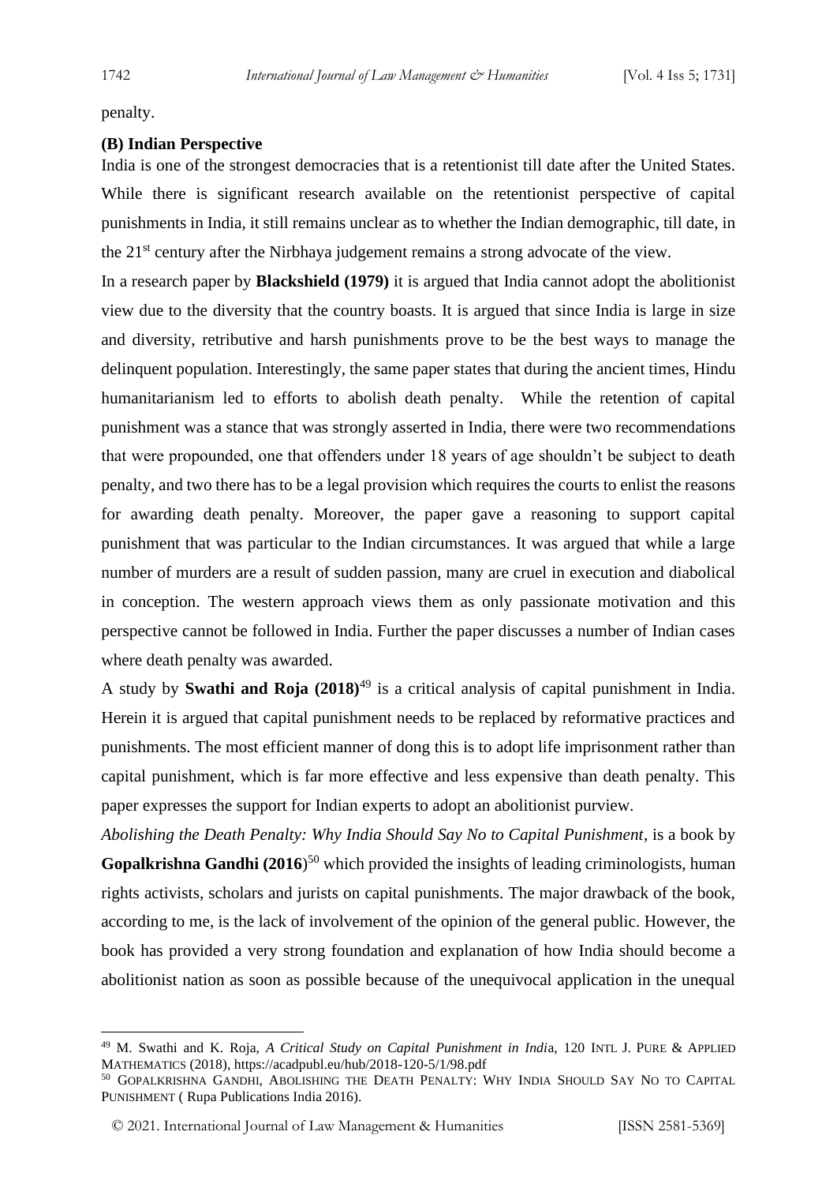penalty.

**(B) Indian Perspective**

India is one of the strongest democracies that is a retentionist till date after the United States. While there is significant research available on the retentionist perspective of capital punishments in India, it still remains unclear as to whether the Indian demographic, till date, in the 21st century after the Nirbhaya judgement remains a strong advocate of the view.

In a research paper by **Blackshield (1979)** it is argued that India cannot adopt the abolitionist view due to the diversity that the country boasts. It is argued that since India is large in size and diversity, retributive and harsh punishments prove to be the best ways to manage the delinquent population. Interestingly, the same paper states that during the ancient times, Hindu humanitarianism led to efforts to abolish death penalty. While the retention of capital punishment was a stance that was strongly asserted in India, there were two recommendations that were propounded, one that offenders under 18 years of age shouldn't be subject to death penalty, and two there has to be a legal provision which requires the courts to enlist the reasons for awarding death penalty. Moreover, the paper gave a reasoning to support capital punishment that was particular to the Indian circumstances. It was argued that while a large number of murders are a result of sudden passion, many are cruel in execution and diabolical in conception. The western approach views them as only passionate motivation and this perspective cannot be followed in India. Further the paper discusses a number of Indian cases where death penalty was awarded.

A study by **Swathi and Roja (2018)**[49] is a critical analysis of capital punishment in India. Herein it is argued that capital punishment needs to be replaced by reformative practices and punishments. The most efficient manner of dong this is to adopt life imprisonment rather than capital punishment, which is far more effective and less expensive than death penalty. This paper expresses the support for Indian experts to adopt an abolitionist purview.

*Abolishing the Death Penalty: Why India Should Say No to Capital Punishment*, is a book by **Gopalkrishna Gandhi (2016)**[50] which provided the insights of leading criminologists, human rights activists, scholars and jurists on capital punishments. The major drawback of the book, according to me, is the lack of involvement of the opinion of the general public. However, the book has provided a very strong foundation and explanation of how India should become a abolitionist nation as soon as possible because of the unequivocal application in the unequal

---

[49] M. Swathi and K. Roja, *A Critical Study on Capital Punishment in India*, 120 INTL J. PURE & APPLIED MATHEMATICS (2018), https://acadpubl.eu/hub/2018-120-5/1/98.pdf

[50] GOPALKRISHNA GANDHI, ABOLISHING THE DEATH PENALTY: WHY INDIA SHOULD SAY NO TO CAPITAL PUNISHMENT ( Rupa Publications India 2016).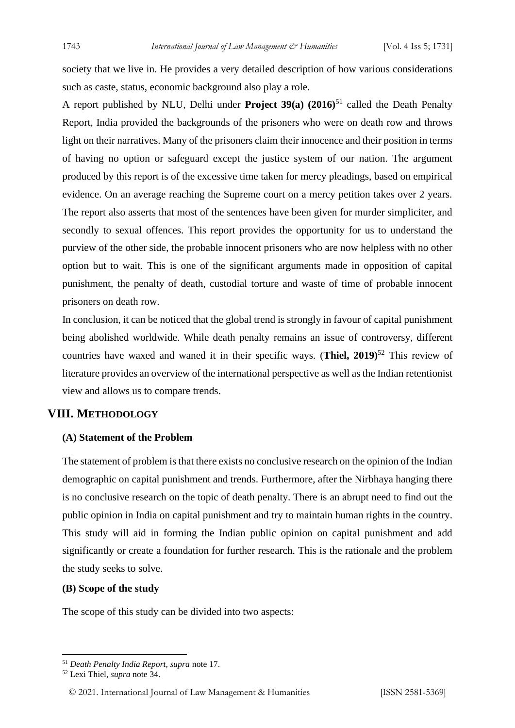society that we live in. He provides a very detailed description of how various considerations such as caste, status, economic background also play a role.

A report published by NLU, Delhi under **Project 39(a) (2016)**[51] called the Death Penalty Report, India provided the backgrounds of the prisoners who were on death row and throws light on their narratives. Many of the prisoners claim their innocence and their position in terms of having no option or safeguard except the justice system of our nation. The argument produced by this report is of the excessive time taken for mercy pleadings, based on empirical evidence. On an average reaching the Supreme court on a mercy petition takes over 2 years. The report also asserts that most of the sentences have been given for murder simpliciter, and secondly to sexual offences. This report provides the opportunity for us to understand the purview of the other side, the probable innocent prisoners who are now helpless with no other option but to wait. This is one of the significant arguments made in opposition of capital punishment, the penalty of death, custodial torture and waste of time of probable innocent prisoners on death row.

In conclusion, it can be noticed that the global trend is strongly in favour of capital punishment being abolished worldwide. While death penalty remains an issue of controversy, different countries have waxed and waned it in their specific ways. (**Thiel, 2019**)[52] This review of literature provides an overview of the international perspective as well as the Indian retentionist view and allows us to compare trends.

## VIII. METHODOLOGY

### (A) Statement of the Problem

The statement of problem is that there exists no conclusive research on the opinion of the Indian demographic on capital punishment and trends. Furthermore, after the Nirbhaya hanging there is no conclusive research on the topic of death penalty. There is an abrupt need to find out the public opinion in India on capital punishment and try to maintain human rights in the country. This study will aid in forming the Indian public opinion on capital punishment and add significantly or create a foundation for further research. This is the rationale and the problem the study seeks to solve.

### (B) Scope of the study

The scope of this study can be divided into two aspects:

---

[51] *Death Penalty India Report, supra* note 17.

[52] Lexi Thiel, *supra* note 34.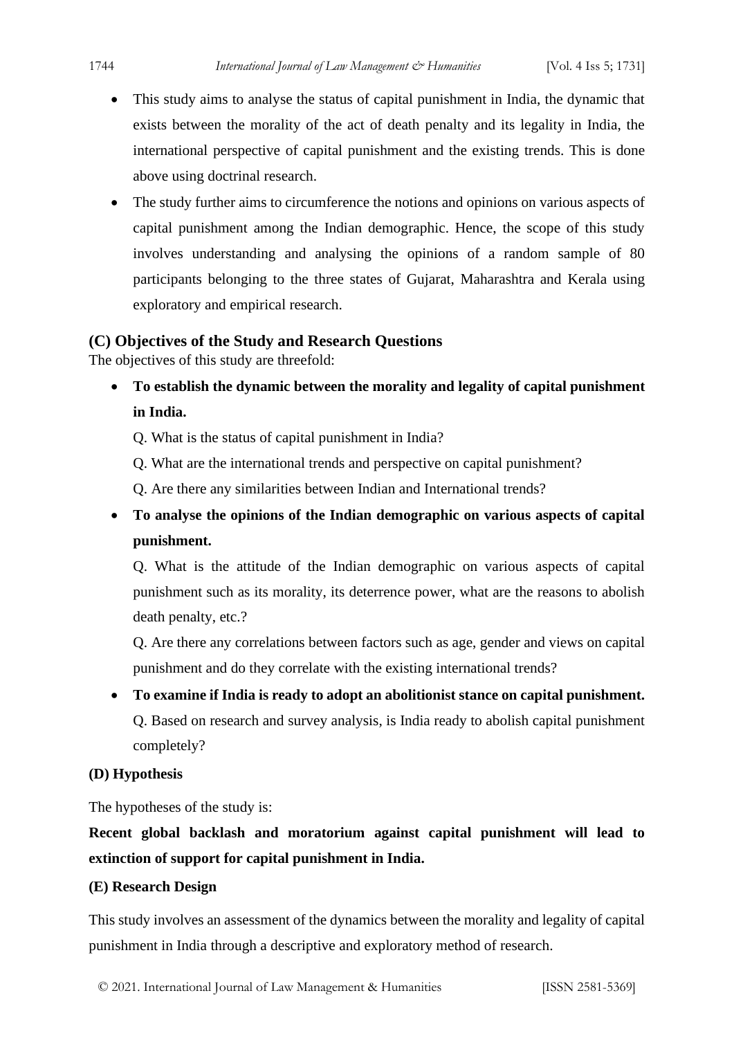- This study aims to analyse the status of capital punishment in India, the dynamic that exists between the morality of the act of death penalty and its legality in India, the international perspective of capital punishment and the existing trends. This is done above using doctrinal research.
- The study further aims to circumference the notions and opinions on various aspects of capital punishment among the Indian demographic. Hence, the scope of this study involves understanding and analysing the opinions of a random sample of 80 participants belonging to the three states of Gujarat, Maharashtra and Kerala using exploratory and empirical research.

## (C) Objectives of the Study and Research Questions

The objectives of this study are threefold:

- **To establish the dynamic between the morality and legality of capital punishment in India.**

  Q. What is the status of capital punishment in India?

  Q. What are the international trends and perspective on capital punishment?

  Q. Are there any similarities between Indian and International trends?

- **To analyse the opinions of the Indian demographic on various aspects of capital punishment.**

  Q. What is the attitude of the Indian demographic on various aspects of capital punishment such as its morality, its deterrence power, what are the reasons to abolish death penalty, etc.?

  Q. Are there any correlations between factors such as age, gender and views on capital punishment and do they correlate with the existing international trends?

- **To examine if India is ready to adopt an abolitionist stance on capital punishment.**

  Q. Based on research and survey analysis, is India ready to abolish capital punishment completely?

### (D) Hypothesis

The hypotheses of the study is:

**Recent global backlash and moratorium against capital punishment will lead to extinction of support for capital punishment in India.**

### (E) Research Design

This study involves an assessment of the dynamics between the morality and legality of capital punishment in India through a descriptive and exploratory method of research.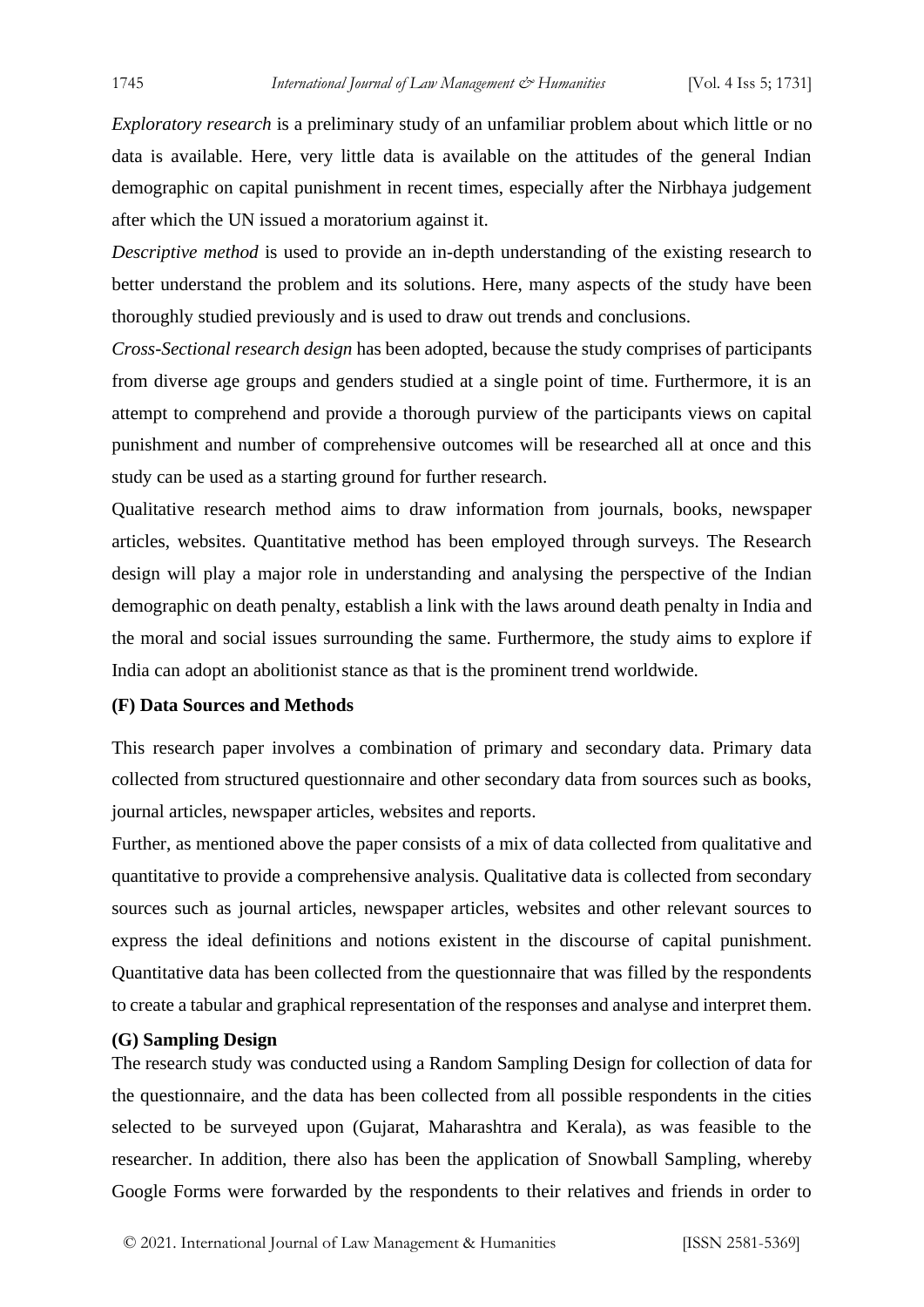*Exploratory research* is a preliminary study of an unfamiliar problem about which little or no data is available. Here, very little data is available on the attitudes of the general Indian demographic on capital punishment in recent times, especially after the Nirbhaya judgement after which the UN issued a moratorium against it.

*Descriptive method* is used to provide an in-depth understanding of the existing research to better understand the problem and its solutions. Here, many aspects of the study have been thoroughly studied previously and is used to draw out trends and conclusions.

*Cross-Sectional research design* has been adopted, because the study comprises of participants from diverse age groups and genders studied at a single point of time. Furthermore, it is an attempt to comprehend and provide a thorough purview of the participants views on capital punishment and number of comprehensive outcomes will be researched all at once and this study can be used as a starting ground for further research.

Qualitative research method aims to draw information from journals, books, newspaper articles, websites. Quantitative method has been employed through surveys. The Research design will play a major role in understanding and analysing the perspective of the Indian demographic on death penalty, establish a link with the laws around death penalty in India and the moral and social issues surrounding the same. Furthermore, the study aims to explore if India can adopt an abolitionist stance as that is the prominent trend worldwide.

**(F) Data Sources and Methods**

This research paper involves a combination of primary and secondary data. Primary data collected from structured questionnaire and other secondary data from sources such as books, journal articles, newspaper articles, websites and reports.

Further, as mentioned above the paper consists of a mix of data collected from qualitative and quantitative to provide a comprehensive analysis. Qualitative data is collected from secondary sources such as journal articles, newspaper articles, websites and other relevant sources to express the ideal definitions and notions existent in the discourse of capital punishment. Quantitative data has been collected from the questionnaire that was filled by the respondents to create a tabular and graphical representation of the responses and analyse and interpret them.

**(G) Sampling Design**

The research study was conducted using a Random Sampling Design for collection of data for the questionnaire, and the data has been collected from all possible respondents in the cities selected to be surveyed upon (Gujarat, Maharashtra and Kerala), as was feasible to the researcher. In addition, there also has been the application of Snowball Sampling, whereby Google Forms were forwarded by the respondents to their relatives and friends in order to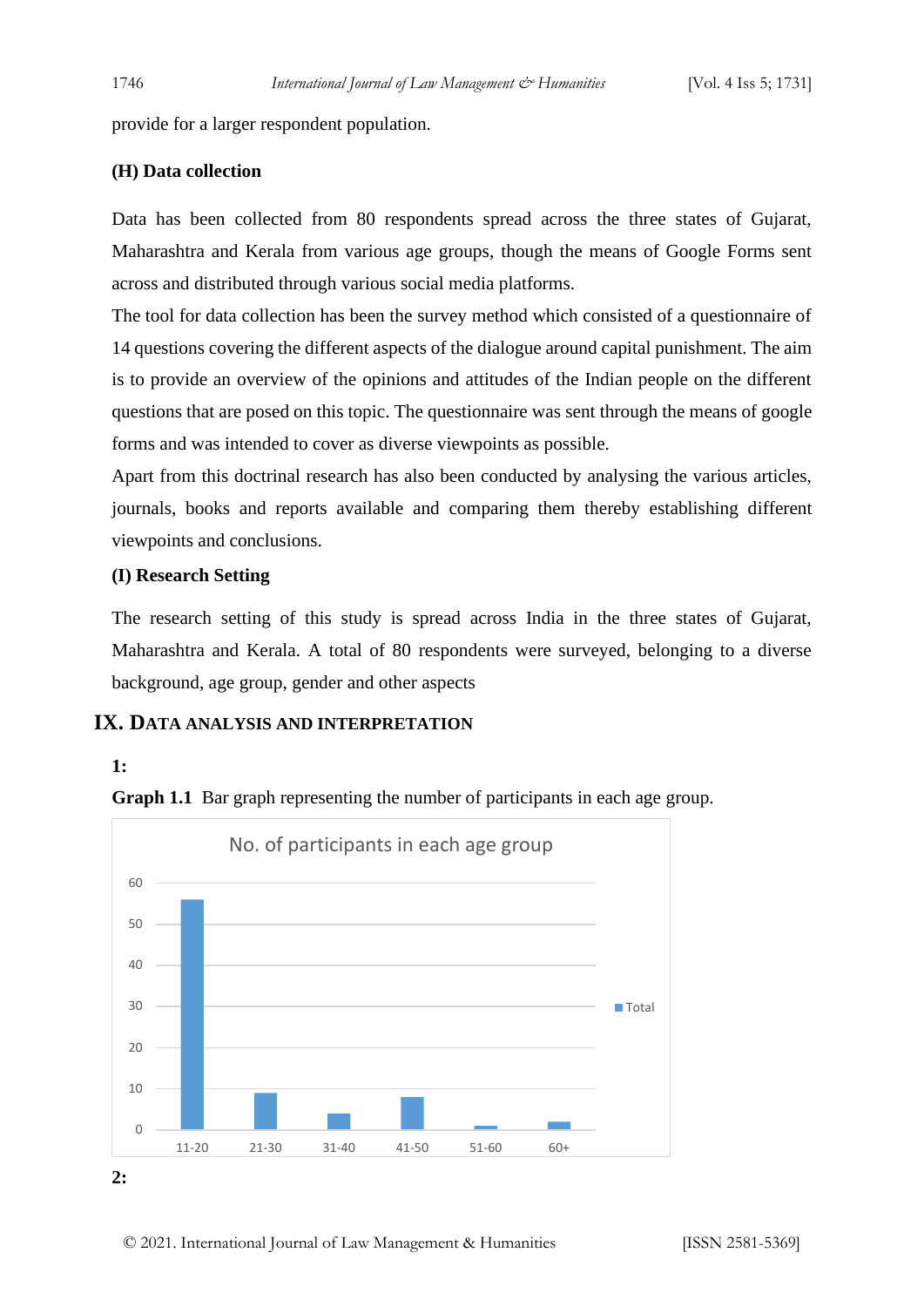provide for a larger respondent population.

**(H) Data collection**

Data has been collected from 80 respondents spread across the three states of Gujarat, Maharashtra and Kerala from various age groups, though the means of Google Forms sent across and distributed through various social media platforms.

The tool for data collection has been the survey method which consisted of a questionnaire of 14 questions covering the different aspects of the dialogue around capital punishment. The aim is to provide an overview of the opinions and attitudes of the Indian people on the different questions that are posed on this topic. The questionnaire was sent through the means of google forms and was intended to cover as diverse viewpoints as possible.

Apart from this doctrinal research has also been conducted by analysing the various articles, journals, books and reports available and comparing them thereby establishing different viewpoints and conclusions.

**(I) Research Setting**

The research setting of this study is spread across India in the three states of Gujarat, Maharashtra and Kerala. A total of 80 respondents were surveyed, belonging to a diverse background, age group, gender and other aspects

## IX. DATA ANALYSIS AND INTERPRETATION

**1:**

**Graph 1.1** Bar graph representing the number of participants in each age group.

No. of participants in each age group

| Age group | Total |
| --- | --- |
| 11-20 | 56 |
| 21-30 | 9 |
| 31-40 | 4 |
| 41-50 | 8 |
| 51-60 | 1 |
| 60+ | 2 |

**2:**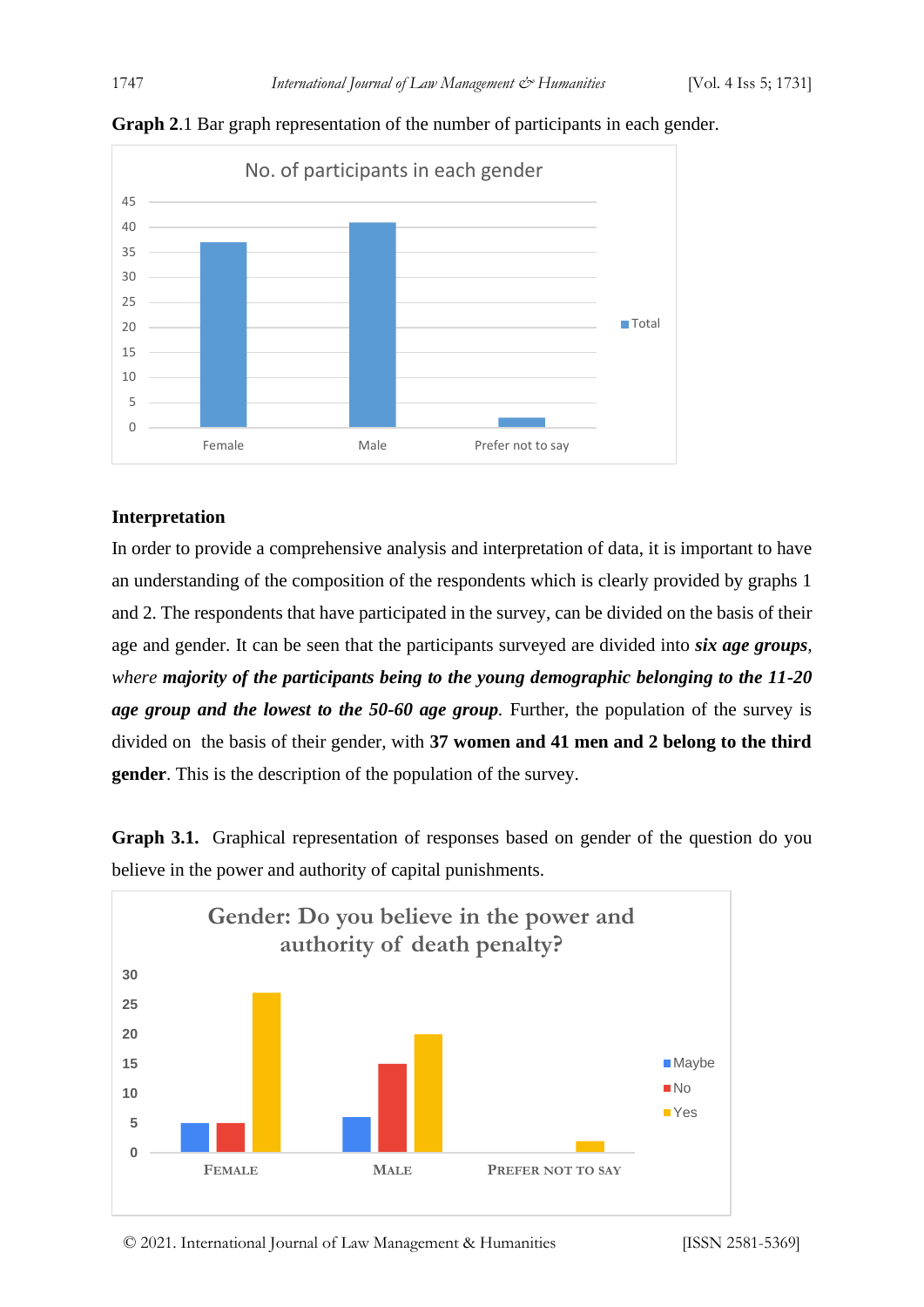**Graph 2**.1 Bar graph representation of the number of participants in each gender.

**Interpretation**

In order to provide a comprehensive analysis and interpretation of data, it is important to have an understanding of the composition of the respondents which is clearly provided by graphs 1 and 2. The respondents that have participated in the survey, can be divided on the basis of their age and gender. It can be seen that the participants surveyed are divided into ***six age groups****, where* ***majority of the participants being to the young demographic belonging to the 11-20 age group and the lowest to the 50-60 age group****.* Further, the population of the survey is divided on the basis of their gender, with **37 women and 41 men and 2 belong to the third gender**. This is the description of the population of the survey.

**Graph 3.1.** Graphical representation of responses based on gender of the question do you believe in the power and authority of capital punishments.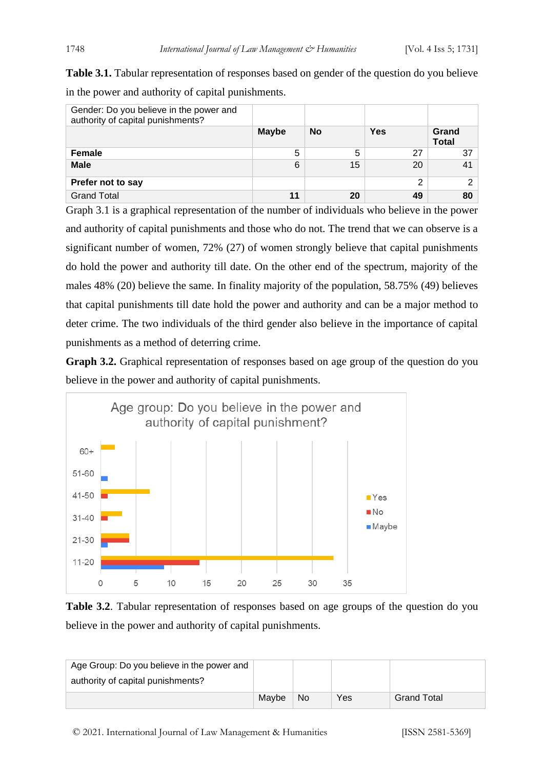**Table 3.1.** Tabular representation of responses based on gender of the question do you believe in the power and authority of capital punishments.

| Gender: Do you believe in the power and authority of capital punishments? | | | | |
|---|---|---|---|---|
| | **Maybe** | **No** | **Yes** | **Grand Total** |
| **Female** | 5 | 5 | 27 | 37 |
| **Male** | 6 | 15 | 20 | 41 |
| **Prefer not to say** | | | 2 | 2 |
| Grand Total | **11** | **20** | **49** | **80** |

Graph 3.1 is a graphical representation of the number of individuals who believe in the power and authority of capital punishments and those who do not. The trend that we can observe is a significant number of women, 72% (27) of women strongly believe that capital punishments do hold the power and authority till date. On the other end of the spectrum, majority of the males 48% (20) believe the same. In finality majority of the population, 58.75% (49) believes that capital punishments till date hold the power and authority and can be a major method to deter crime. The two individuals of the third gender also believe in the importance of capital punishments as a method of deterring crime.

**Graph 3.2.** Graphical representation of responses based on age group of the question do you believe in the power and authority of capital punishments.

**Table 3.2**. Tabular representation of responses based on age groups of the question do you believe in the power and authority of capital punishments.

| Age Group: Do you believe in the power and authority of capital punishments? | | | | |
|---|---|---|---|---|
| | Maybe | No | Yes | Grand Total |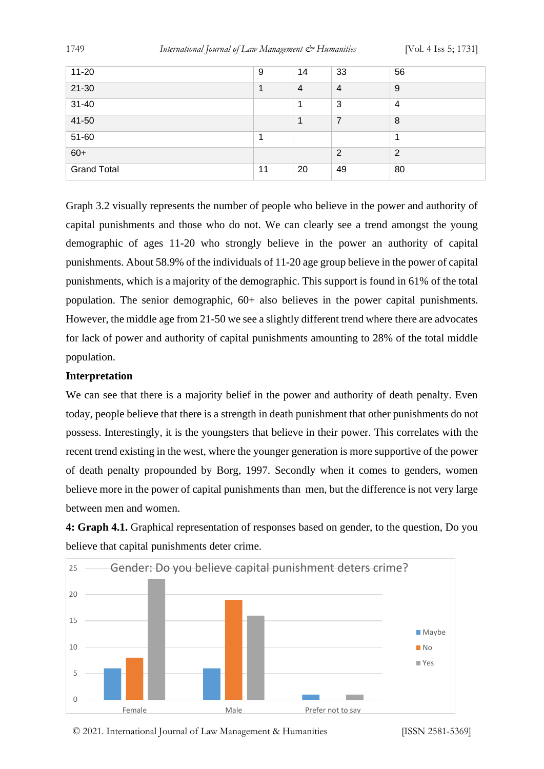| 11-20 | 9 | 14 | 33 | 56 |
|---|---|---|---|---|
| 21-30 | 1 | 4 | 4 | 9 |
| 31-40 | | 1 | 3 | 4 |
| 41-50 | | 1 | 7 | 8 |
| 51-60 | 1 | | | 1 |
| 60+ | | | 2 | 2 |
| Grand Total | 11 | 20 | 49 | 80 |

Graph 3.2 visually represents the number of people who believe in the power and authority of capital punishments and those who do not. We can clearly see a trend amongst the young demographic of ages 11-20 who strongly believe in the power an authority of capital punishments. About 58.9% of the individuals of 11-20 age group believe in the power of capital punishments, which is a majority of the demographic. This support is found in 61% of the total population. The senior demographic, 60+ also believes in the power capital punishments. However, the middle age from 21-50 we see a slightly different trend where there are advocates for lack of power and authority of capital punishments amounting to 28% of the total middle population.

**Interpretation**

We can see that there is a majority belief in the power and authority of death penalty. Even today, people believe that there is a strength in death punishment that other punishments do not possess. Interestingly, it is the youngsters that believe in their power. This correlates with the recent trend existing in the west, where the younger generation is more supportive of the power of death penalty propounded by Borg, 1997. Secondly when it comes to genders, women believe more in the power of capital punishments than men, but the difference is not very large between men and women.

**4: Graph 4.1.** Graphical representation of responses based on gender, to the question, Do you believe that capital punishments deter crime.

Gender: Do you believe capital punishment deters crime?

| | Maybe | No | Yes |
|---|---|---|---|
| Female | 6 | 8 | 23 |
| Male | 6 | 19 | 16 |
| Prefer not to say | 1 | | 1 |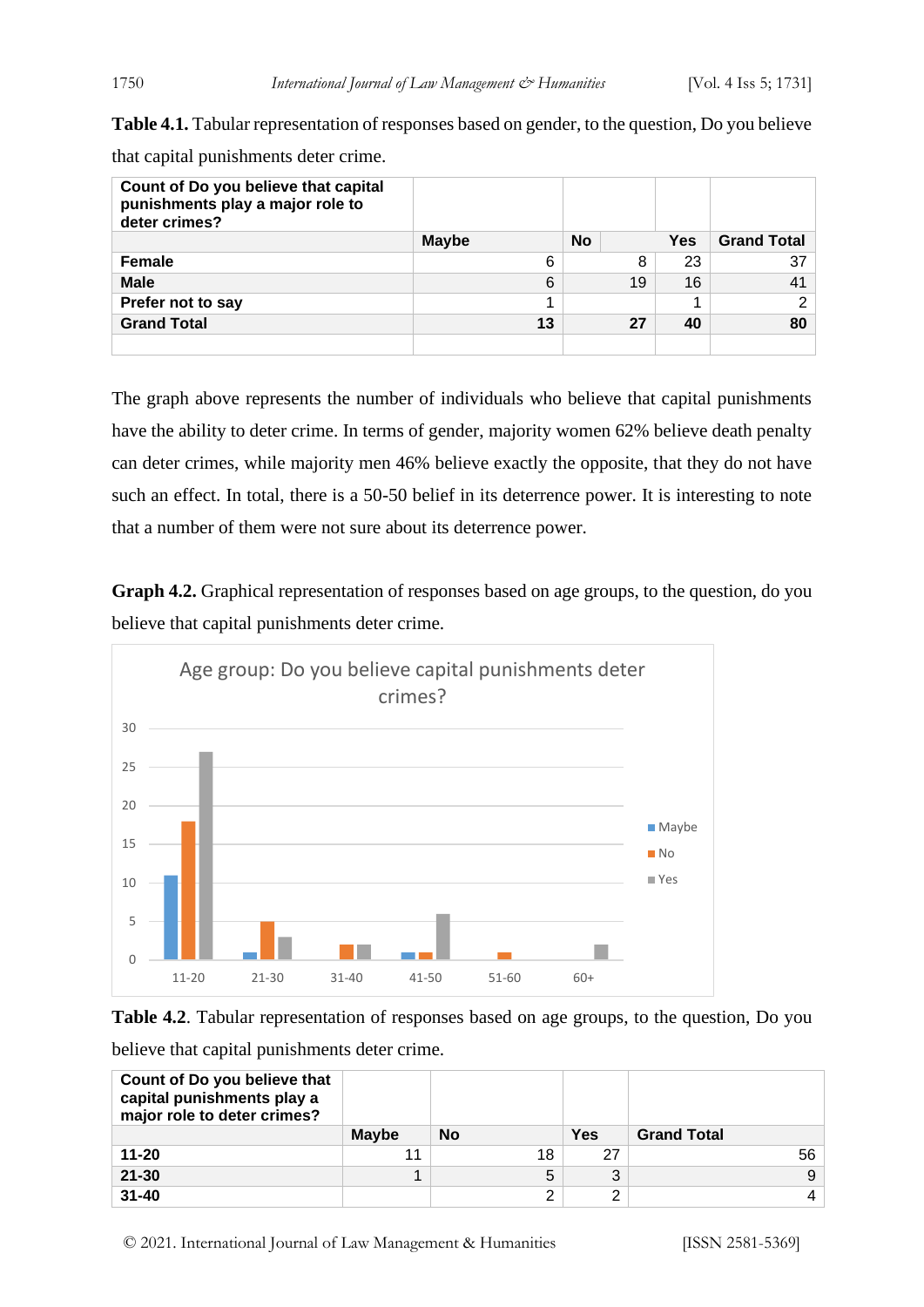**Table 4.1.** Tabular representation of responses based on gender, to the question, Do you believe that capital punishments deter crime.

| Count of Do you believe that capital punishments play a major role to deter crimes? | | | | |
|---|---|---|---|---|
| | Maybe | No | Yes | Grand Total |
| **Female** | 6 | 8 | 23 | 37 |
| **Male** | 6 | 19 | 16 | 41 |
| **Prefer not to say** | 1 | | 1 | 2 |
| **Grand Total** | **13** | **27** | **40** | **80** |

The graph above represents the number of individuals who believe that capital punishments have the ability to deter crime. In terms of gender, majority women 62% believe death penalty can deter crimes, while majority men 46% believe exactly the opposite, that they do not have such an effect. In total, there is a 50-50 belief in its deterrence power. It is interesting to note that a number of them were not sure about its deterrence power.

**Graph 4.2.** Graphical representation of responses based on age groups, to the question, do you believe that capital punishments deter crime.

**Table 4.2**. Tabular representation of responses based on age groups, to the question, Do you believe that capital punishments deter crime.

| Count of Do you believe that capital punishments play a major role to deter crimes? | | | | |
|---|---|---|---|---|
| | Maybe | No | Yes | Grand Total |
| **11-20** | 11 | 18 | 27 | 56 |
| **21-30** | 1 | 5 | 3 | 9 |
| **31-40** | | 2 | 2 | 4 |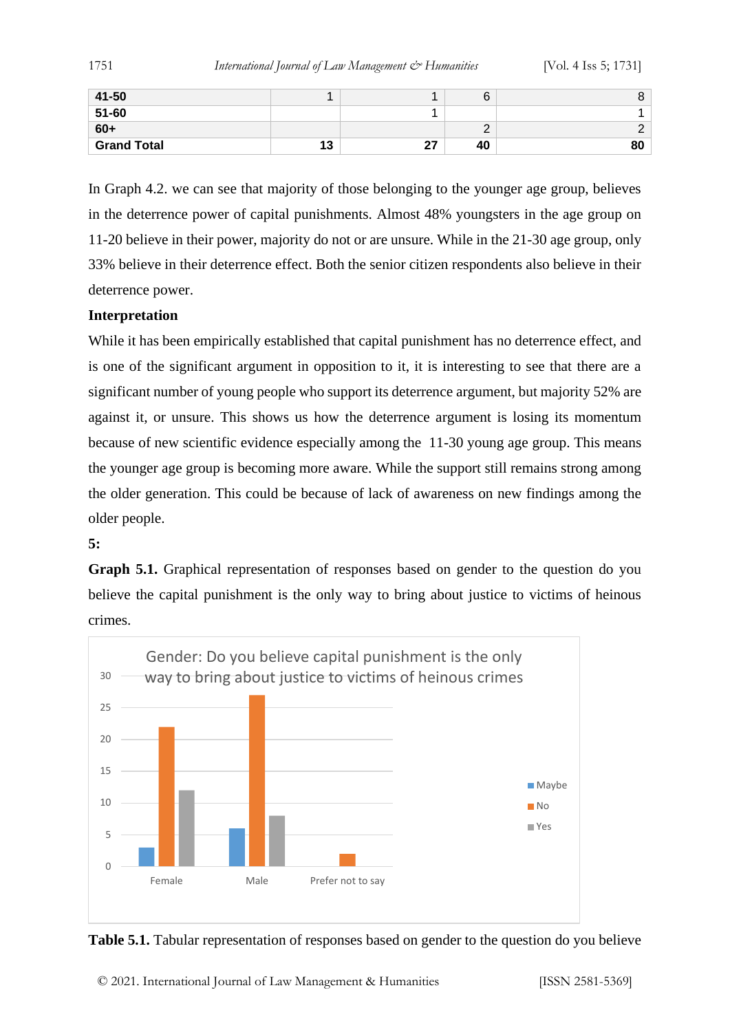| 41-50 | 1 | 1 | 6 | 8 |
|---|---|---|---|---|
| 51-60 | | 1 | | 1 |
| 60+ | | | 2 | 2 |
| **Grand Total** | **13** | **27** | **40** | **80** |

In Graph 4.2. we can see that majority of those belonging to the younger age group, believes in the deterrence power of capital punishments. Almost 48% youngsters in the age group on 11-20 believe in their power, majority do not or are unsure. While in the 21-30 age group, only 33% believe in their deterrence effect. Both the senior citizen respondents also believe in their deterrence power.

**Interpretation**

While it has been empirically established that capital punishment has no deterrence effect, and is one of the significant argument in opposition to it, it is interesting to see that there are a significant number of young people who support its deterrence argument, but majority 52% are against it, or unsure. This shows us how the deterrence argument is losing its momentum because of new scientific evidence especially among the 11-30 young age group. This means the younger age group is becoming more aware. While the support still remains strong among the older generation. This could be because of lack of awareness on new findings among the older people.

**5:**

**Graph 5.1.** Graphical representation of responses based on gender to the question do you believe the capital punishment is the only way to bring about justice to victims of heinous crimes.

**Table 5.1.** Tabular representation of responses based on gender to the question do you believe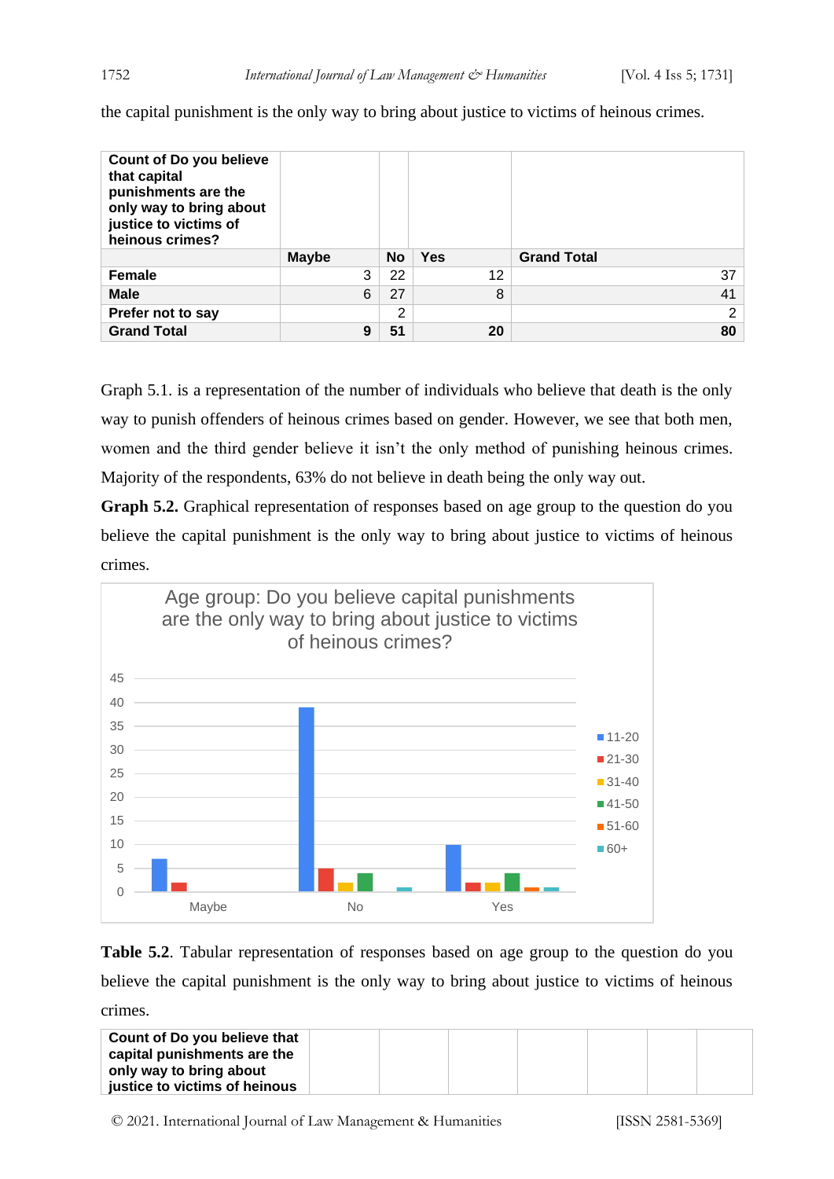the capital punishment is the only way to bring about justice to victims of heinous crimes.

| Count of Do you believe that capital punishments are the only way to bring about justice to victims of heinous crimes? | | | | |
|---|---|---|---|---|
| | Maybe | No | Yes | Grand Total |
| Female | 3 | 22 | 12 | 37 |
| Male | 6 | 27 | 8 | 41 |
| Prefer not to say | | 2 | | 2 |
| **Grand Total** | **9** | **51** | **20** | **80** |

Graph 5.1. is a representation of the number of individuals who believe that death is the only way to punish offenders of heinous crimes based on gender. However, we see that both men, women and the third gender believe it isn't the only method of punishing heinous crimes. Majority of the respondents, 63% do not believe in death being the only way out.

**Graph 5.2.** Graphical representation of responses based on age group to the question do you believe the capital punishment is the only way to bring about justice to victims of heinous crimes.

**Table 5.2**. Tabular representation of responses based on age group to the question do you believe the capital punishment is the only way to bring about justice to victims of heinous crimes.

| Count of Do you believe that capital punishments are the only way to bring about justice to victims of heinous | | | | | | | |
|---|---|---|---|---|---|---|---|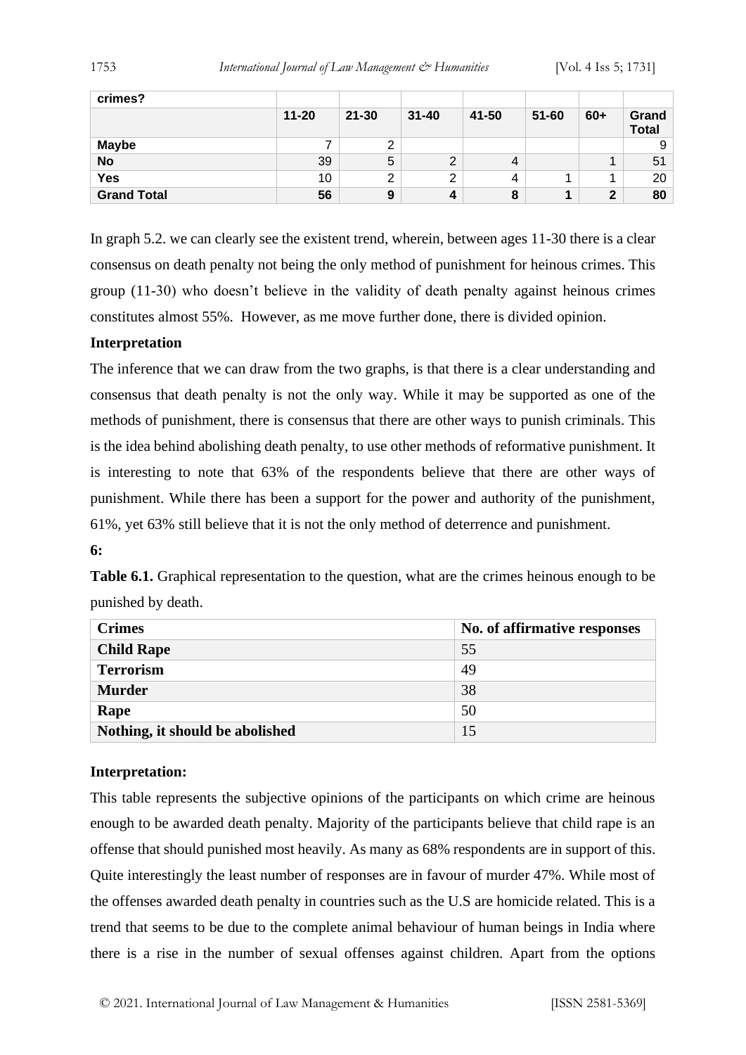| crimes? | | | | | | | |
|---|---|---|---|---|---|---|---|
| | **11-20** | **21-30** | **31-40** | **41-50** | **51-60** | **60+** | **Grand Total** |
| **Maybe** | 7 | 2 | | | | | 9 |
| **No** | 39 | 5 | 2 | 4 | | 1 | 51 |
| **Yes** | 10 | 2 | 2 | 4 | 1 | 1 | 20 |
| **Grand Total** | **56** | **9** | **4** | **8** | **1** | **2** | **80** |

In graph 5.2. we can clearly see the existent trend, wherein, between ages 11-30 there is a clear consensus on death penalty not being the only method of punishment for heinous crimes. This group (11-30) who doesn't believe in the validity of death penalty against heinous crimes constitutes almost 55%. However, as me move further done, there is divided opinion.

**Interpretation**

The inference that we can draw from the two graphs, is that there is a clear understanding and consensus that death penalty is not the only way. While it may be supported as one of the methods of punishment, there is consensus that there are other ways to punish criminals. This is the idea behind abolishing death penalty, to use other methods of reformative punishment. It is interesting to note that 63% of the respondents believe that there are other ways of punishment. While there has been a support for the power and authority of the punishment, 61%, yet 63% still believe that it is not the only method of deterrence and punishment.

**6:**

**Table 6.1.** Graphical representation to the question, what are the crimes heinous enough to be punished by death.

| Crimes | No. of affirmative responses |
|---|---|
| **Child Rape** | 55 |
| **Terrorism** | 49 |
| **Murder** | 38 |
| **Rape** | 50 |
| **Nothing, it should be abolished** | 15 |

**Interpretation:**

This table represents the subjective opinions of the participants on which crime are heinous enough to be awarded death penalty. Majority of the participants believe that child rape is an offense that should punished most heavily. As many as 68% respondents are in support of this. Quite interestingly the least number of responses are in favour of murder 47%. While most of the offenses awarded death penalty in countries such as the U.S are homicide related. This is a trend that seems to be due to the complete animal behaviour of human beings in India where there is a rise in the number of sexual offenses against children. Apart from the options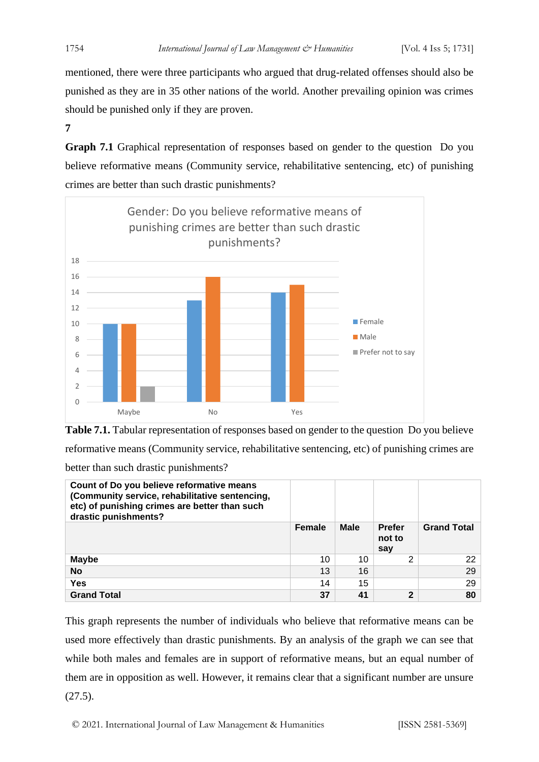mentioned, there were three participants who argued that drug-related offenses should also be punished as they are in 35 other nations of the world. Another prevailing opinion was crimes should be punished only if they are proven.

**7**

**Graph 7.1** Graphical representation of responses based on gender to the question Do you believe reformative means (Community service, rehabilitative sentencing, etc) of punishing crimes are better than such drastic punishments?

**Table 7.1.** Tabular representation of responses based on gender to the question Do you believe reformative means (Community service, rehabilitative sentencing, etc) of punishing crimes are better than such drastic punishments?

| Count of Do you believe reformative means (Community service, rehabilitative sentencing, etc) of punishing crimes are better than such drastic punishments? | | | | |
|---|---|---|---|---|
| | **Female** | **Male** | **Prefer not to say** | **Grand Total** |
| **Maybe** | 10 | 10 | 2 | 22 |
| **No** | 13 | 16 | | 29 |
| **Yes** | 14 | 15 | | 29 |
| **Grand Total** | **37** | **41** | **2** | **80** |

This graph represents the number of individuals who believe that reformative means can be used more effectively than drastic punishments. By an analysis of the graph we can see that while both males and females are in support of reformative means, but an equal number of them are in opposition as well. However, it remains clear that a significant number are unsure (27.5).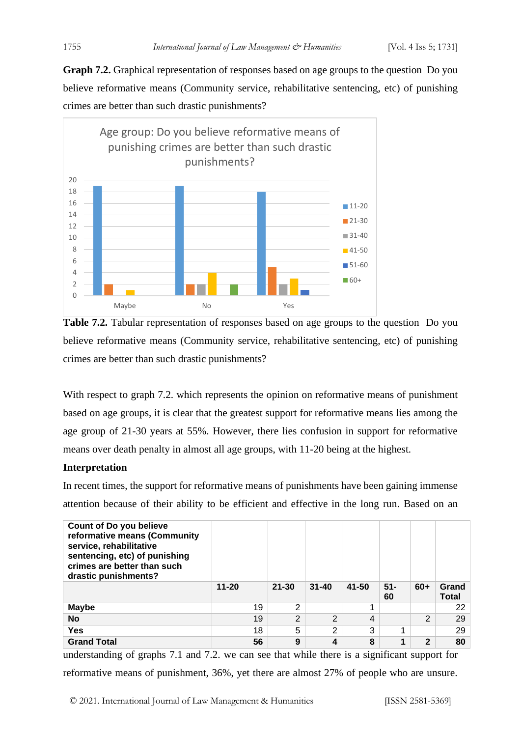**Graph 7.2.** Graphical representation of responses based on age groups to the question Do you believe reformative means (Community service, rehabilitative sentencing, etc) of punishing crimes are better than such drastic punishments?

**Table 7.2.** Tabular representation of responses based on age groups to the question Do you believe reformative means (Community service, rehabilitative sentencing, etc) of punishing crimes are better than such drastic punishments?

With respect to graph 7.2. which represents the opinion on reformative means of punishment based on age groups, it is clear that the greatest support for reformative means lies among the age group of 21-30 years at 55%. However, there lies confusion in support for reformative means over death penalty in almost all age groups, with 11-20 being at the highest.

**Interpretation**

In recent times, the support for reformative means of punishments have been gaining immense attention because of their ability to be efficient and effective in the long run. Based on an understanding of graphs 7.1 and 7.2. we can see that while there is a significant support for reformative means of punishment, 36%, yet there are almost 27% of people who are unsure.

| Count of Do you believe reformative means (Community service, rehabilitative sentencing, etc) of punishing crimes are better than such drastic punishments? | 11-20 | 21-30 | 31-40 | 41-50 | 51-60 | 60+ | Grand Total |
|---|---|---|---|---|---|---|---|
| **Maybe** | 19 | 2 | | 1 | | | 22 |
| **No** | 19 | 2 | 2 | 4 | | 2 | 29 |
| **Yes** | 18 | 5 | 2 | 3 | 1 | | 29 |
| **Grand Total** | **56** | **9** | **4** | **8** | **1** | **2** | **80** |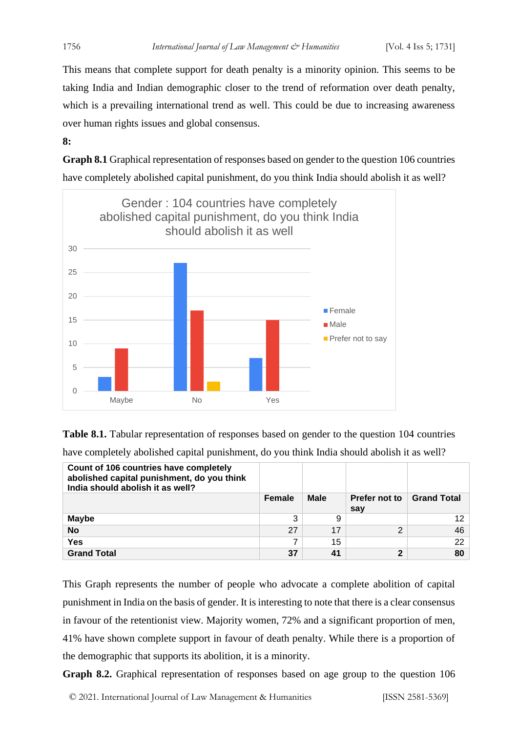This means that complete support for death penalty is a minority opinion. This seems to be taking India and Indian demographic closer to the trend of reformation over death penalty, which is a prevailing international trend as well. This could be due to increasing awareness over human rights issues and global consensus.

**8:**

**Graph 8.1** Graphical representation of responses based on gender to the question 106 countries have completely abolished capital punishment, do you think India should abolish it as well?

**Table 8.1.** Tabular representation of responses based on gender to the question 104 countries have completely abolished capital punishment, do you think India should abolish it as well?

| **Count of 106 countries have completely abolished capital punishment, do you think India should abolish it as well?** | | | | |
|---|---|---|---|---|
| | **Female** | **Male** | **Prefer not to say** | **Grand Total** |
| **Maybe** | 3 | 9 | | 12 |
| **No** | 27 | 17 | 2 | 46 |
| **Yes** | 7 | 15 | | 22 |
| **Grand Total** | **37** | **41** | **2** | **80** |

This Graph represents the number of people who advocate a complete abolition of capital punishment in India on the basis of gender. It is interesting to note that there is a clear consensus in favour of the retentionist view. Majority women, 72% and a significant proportion of men, 41% have shown complete support in favour of death penalty. While there is a proportion of the demographic that supports its abolition, it is a minority.

**Graph 8.2.** Graphical representation of responses based on age group to the question 106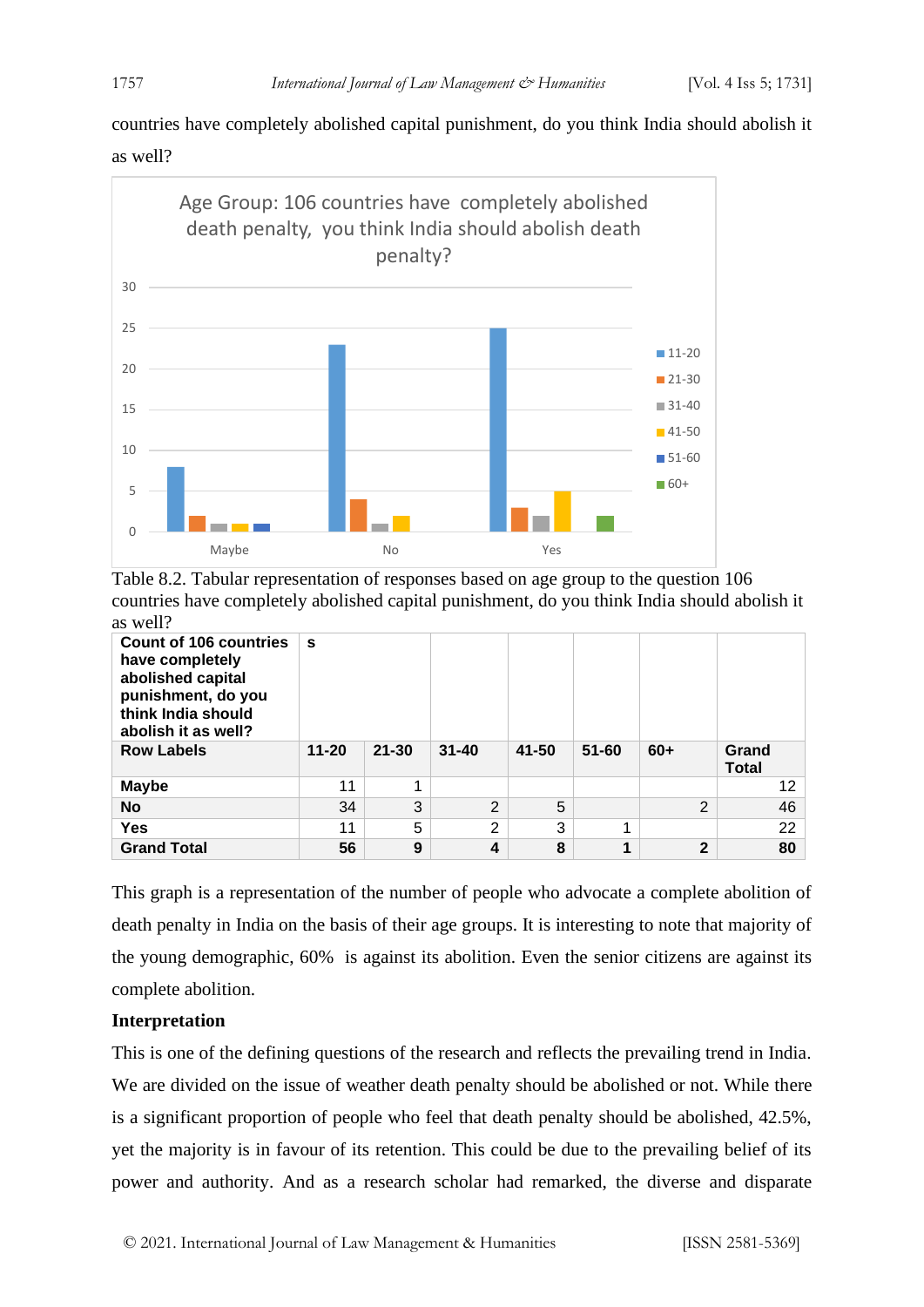countries have completely abolished capital punishment, do you think India should abolish it as well?

Table 8.2. Tabular representation of responses based on age group to the question 106 countries have completely abolished capital punishment, do you think India should abolish it as well?

| **Count of 106 countries have completely abolished capital punishment, do you think India should abolish it as well?** | **s** | | | | | | |
|---|---|---|---|---|---|---|---|
| **Row Labels** | **11-20** | **21-30** | **31-40** | **41-50** | **51-60** | **60+** | **Grand Total** |
| **Maybe** | 11 | 1 | | | | | 12 |
| **No** | 34 | 3 | 2 | 5 | | 2 | 46 |
| **Yes** | 11 | 5 | 2 | 3 | 1 | | 22 |
| **Grand Total** | **56** | **9** | **4** | **8** | **1** | **2** | **80** |

This graph is a representation of the number of people who advocate a complete abolition of death penalty in India on the basis of their age groups. It is interesting to note that majority of the young demographic, 60% is against its abolition. Even the senior citizens are against its complete abolition.

**Interpretation**

This is one of the defining questions of the research and reflects the prevailing trend in India. We are divided on the issue of weather death penalty should be abolished or not. While there is a significant proportion of people who feel that death penalty should be abolished, 42.5%, yet the majority is in favour of its retention. This could be due to the prevailing belief of its power and authority. And as a research scholar had remarked, the diverse and disparate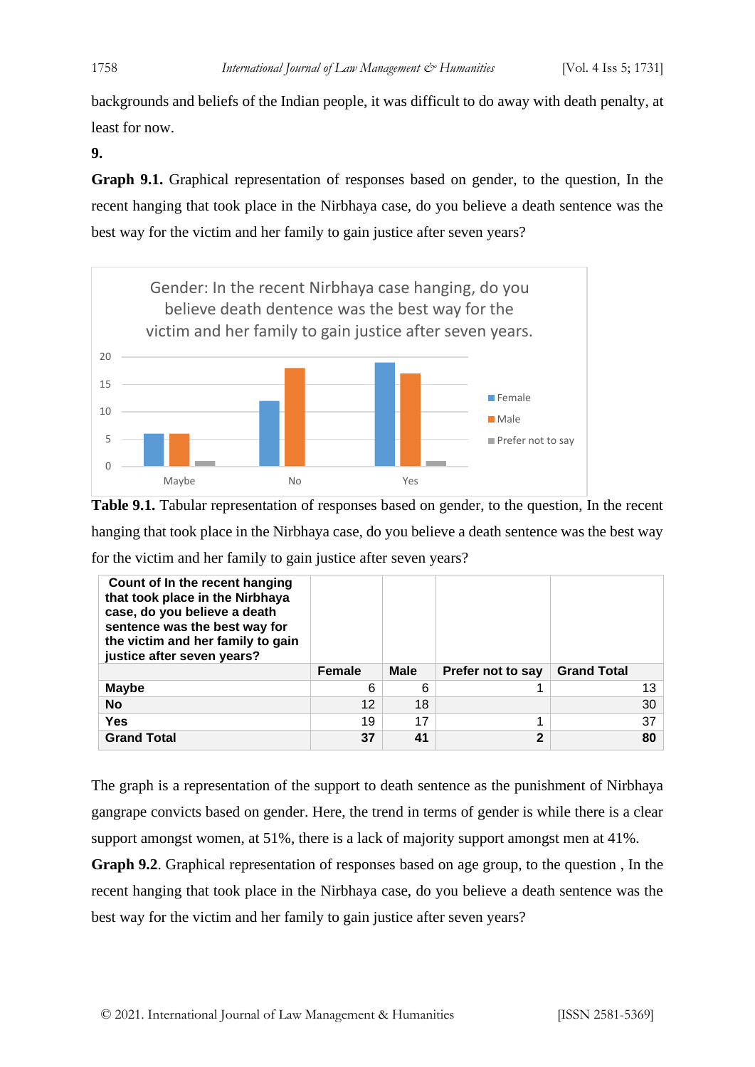backgrounds and beliefs of the Indian people, it was difficult to do away with death penalty, at least for now.

**9.**

**Graph 9.1.** Graphical representation of responses based on gender, to the question, In the recent hanging that took place in the Nirbhaya case, do you believe a death sentence was the best way for the victim and her family to gain justice after seven years?

**Table 9.1.** Tabular representation of responses based on gender, to the question, In the recent hanging that took place in the Nirbhaya case, do you believe a death sentence was the best way for the victim and her family to gain justice after seven years?

| Count of In the recent hanging that took place in the Nirbhaya case, do you believe a death sentence was the best way for the victim and her family to gain justice after seven years? | Female | Male | Prefer not to say | Grand Total |
|---|---|---|---|---|
| **Maybe** | 6 | 6 | 1 | 13 |
| **No** | 12 | 18 | | 30 |
| **Yes** | 19 | 17 | 1 | 37 |
| **Grand Total** | **37** | **41** | **2** | **80** |

The graph is a representation of the support to death sentence as the punishment of Nirbhaya gangrape convicts based on gender. Here, the trend in terms of gender is while there is a clear support amongst women, at 51%, there is a lack of majority support amongst men at 41%.

**Graph 9.2**. Graphical representation of responses based on age group, to the question , In the recent hanging that took place in the Nirbhaya case, do you believe a death sentence was the best way for the victim and her family to gain justice after seven years?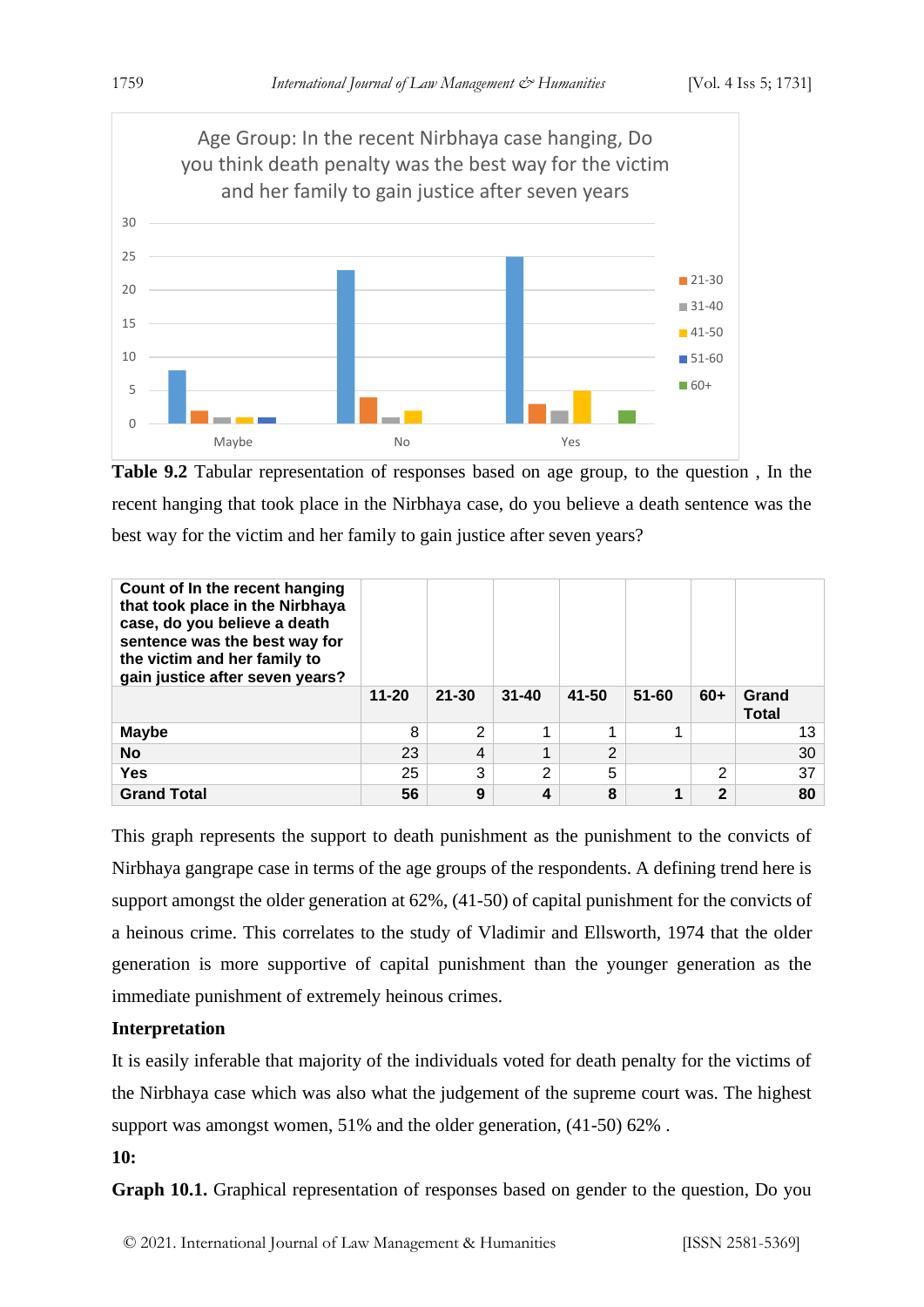Age Group: In the recent Nirbhaya case hanging, Do you think death penalty was the best way for the victim and her family to gain justice after seven years

**Table 9.2** Tabular representation of responses based on age group, to the question , In the recent hanging that took place in the Nirbhaya case, do you believe a death sentence was the best way for the victim and her family to gain justice after seven years?

| Count of In the recent hanging that took place in the Nirbhaya case, do you believe a death sentence was the best way for the victim and her family to gain justice after seven years? | 11-20 | 21-30 | 31-40 | 41-50 | 51-60 | 60+ | Grand Total |
|---|---|---|---|---|---|---|---|
| **Maybe** | 8 | 2 | 1 | 1 | 1 | | 13 |
| **No** | 23 | 4 | 1 | 2 | | | 30 |
| **Yes** | 25 | 3 | 2 | 5 | | 2 | 37 |
| **Grand Total** | **56** | **9** | **4** | **8** | **1** | **2** | **80** |

This graph represents the support to death punishment as the punishment to the convicts of Nirbhaya gangrape case in terms of the age groups of the respondents. A defining trend here is support amongst the older generation at 62%, (41-50) of capital punishment for the convicts of a heinous crime. This correlates to the study of Vladimir and Ellsworth, 1974 that the older generation is more supportive of capital punishment than the younger generation as the immediate punishment of extremely heinous crimes.

**Interpretation**

It is easily inferable that majority of the individuals voted for death penalty for the victims of the Nirbhaya case which was also what the judgement of the supreme court was. The highest support was amongst women, 51% and the older generation, (41-50) 62% .

**10:**

**Graph 10.1.** Graphical representation of responses based on gender to the question, Do you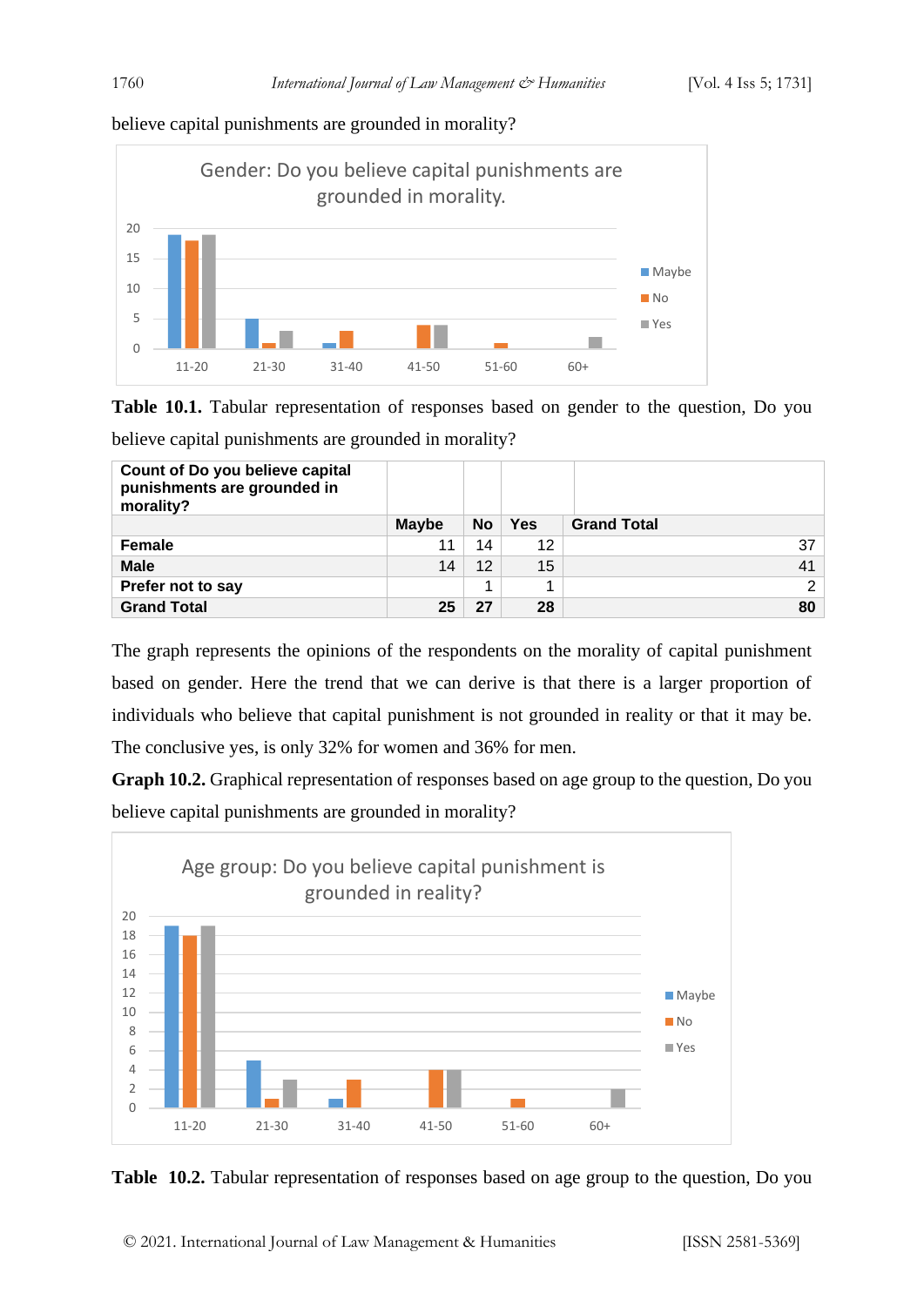believe capital punishments are grounded in morality?

**Table 10.1.** Tabular representation of responses based on gender to the question, Do you believe capital punishments are grounded in morality?

| Count of Do you believe capital punishments are grounded in morality? | | | | |
|---|---|---|---|---|
| | **Maybe** | **No** | **Yes** | **Grand Total** |
| **Female** | 11 | 14 | 12 | 37 |
| **Male** | 14 | 12 | 15 | 41 |
| **Prefer not to say** | | 1 | 1 | 2 |
| **Grand Total** | **25** | **27** | **28** | **80** |

The graph represents the opinions of the respondents on the morality of capital punishment based on gender. Here the trend that we can derive is that there is a larger proportion of individuals who believe that capital punishment is not grounded in reality or that it may be. The conclusive yes, is only 32% for women and 36% for men.

**Graph 10.2.** Graphical representation of responses based on age group to the question, Do you believe capital punishments are grounded in morality?

**Table 10.2.** Tabular representation of responses based on age group to the question, Do you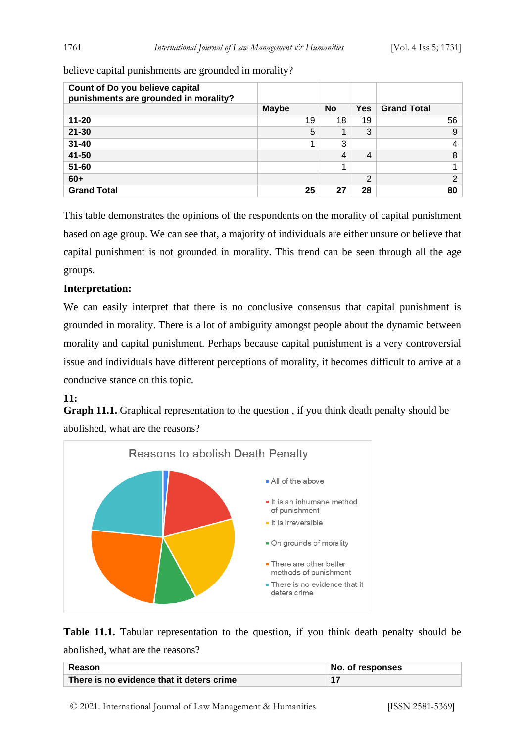believe capital punishments are grounded in morality?

| Count of Do you believe capital punishments are grounded in morality? | | | | |
|---|---|---|---|---|
| | **Maybe** | **No** | **Yes** | **Grand Total** |
| **11-20** | 19 | 18 | 19 | 56 |
| **21-30** | 5 | 1 | 3 | 9 |
| **31-40** | 1 | 3 | | 4 |
| **41-50** | | 4 | 4 | 8 |
| **51-60** | | 1 | | 1 |
| **60+** | | | 2 | 2 |
| **Grand Total** | **25** | **27** | **28** | **80** |

This table demonstrates the opinions of the respondents on the morality of capital punishment based on age group. We can see that, a majority of individuals are either unsure or believe that capital punishment is not grounded in morality. This trend can be seen through all the age groups.

**Interpretation:**

We can easily interpret that there is no conclusive consensus that capital punishment is grounded in morality. There is a lot of ambiguity amongst people about the dynamic between morality and capital punishment. Perhaps because capital punishment is a very controversial issue and individuals have different perceptions of morality, it becomes difficult to arrive at a conducive stance on this topic.

**11:**

**Graph 11.1.** Graphical representation to the question , if you think death penalty should be abolished, what are the reasons?

**Table 11.1.** Tabular representation to the question, if you think death penalty should be abolished, what are the reasons?

| Reason | No. of responses |
|---|---|
| **There is no evidence that it deters crime** | **17** |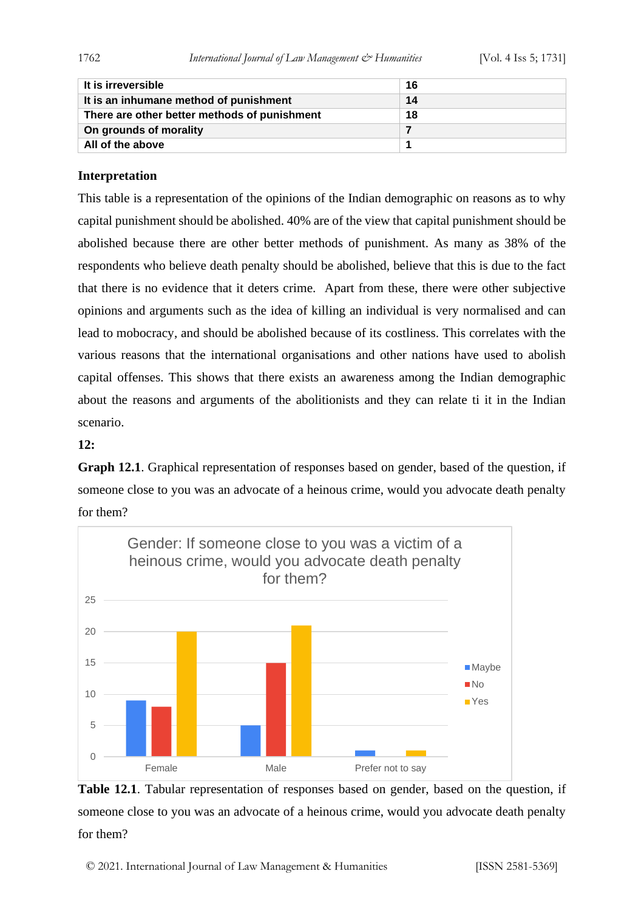| It is irreversible | 16 |
|---|---|
| It is an inhumane method of punishment | 14 |
| There are other better methods of punishment | 18 |
| On grounds of morality | 7 |
| All of the above | 1 |

**Interpretation**

This table is a representation of the opinions of the Indian demographic on reasons as to why capital punishment should be abolished. 40% are of the view that capital punishment should be abolished because there are other better methods of punishment. As many as 38% of the respondents who believe death penalty should be abolished, believe that this is due to the fact that there is no evidence that it deters crime. Apart from these, there were other subjective opinions and arguments such as the idea of killing an individual is very normalised and can lead to mobocracy, and should be abolished because of its costliness. This correlates with the various reasons that the international organisations and other nations have used to abolish capital offenses. This shows that there exists an awareness among the Indian demographic about the reasons and arguments of the abolitionists and they can relate ti it in the Indian scenario.

**12:**

**Graph 12.1**. Graphical representation of responses based on gender, based of the question, if someone close to you was an advocate of a heinous crime, would you advocate death penalty for them?

**Table 12.1**. Tabular representation of responses based on gender, based on the question, if someone close to you was an advocate of a heinous crime, would you advocate death penalty for them?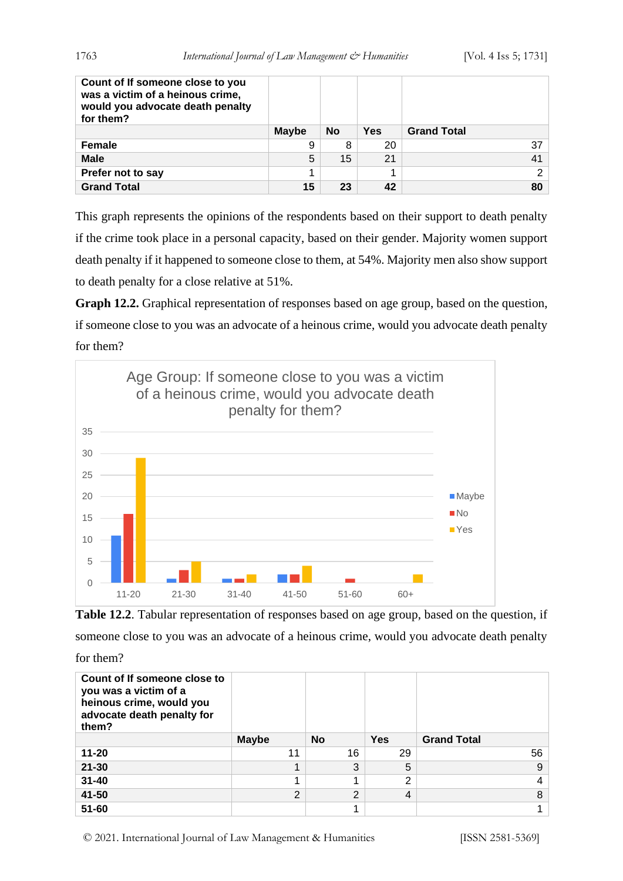| Count of If someone close to you was a victim of a heinous crime, would you advocate death penalty for them? | Maybe | No | Yes | Grand Total |
|---|---|---|---|---|
| **Female** | 9 | 8 | 20 | 37 |
| **Male** | 5 | 15 | 21 | 41 |
| **Prefer not to say** | 1 | | 1 | 2 |
| **Grand Total** | **15** | **23** | **42** | **80** |

This graph represents the opinions of the respondents based on their support to death penalty if the crime took place in a personal capacity, based on their gender. Majority women support death penalty if it happened to someone close to them, at 54%. Majority men also show support to death penalty for a close relative at 51%.

**Graph 12.2.** Graphical representation of responses based on age group, based on the question, if someone close to you was an advocate of a heinous crime, would you advocate death penalty for them?

**Table 12.2**. Tabular representation of responses based on age group, based on the question, if someone close to you was an advocate of a heinous crime, would you advocate death penalty for them?

| Count of If someone close to you was a victim of a heinous crime, would you advocate death penalty for them? | Maybe | No | Yes | Grand Total |
|---|---|---|---|---|
| **11-20** | 11 | 16 | 29 | 56 |
| **21-30** | 1 | 3 | 5 | 9 |
| **31-40** | 1 | 1 | 2 | 4 |
| **41-50** | 2 | 2 | 4 | 8 |
| **51-60** | | 1 | | 1 |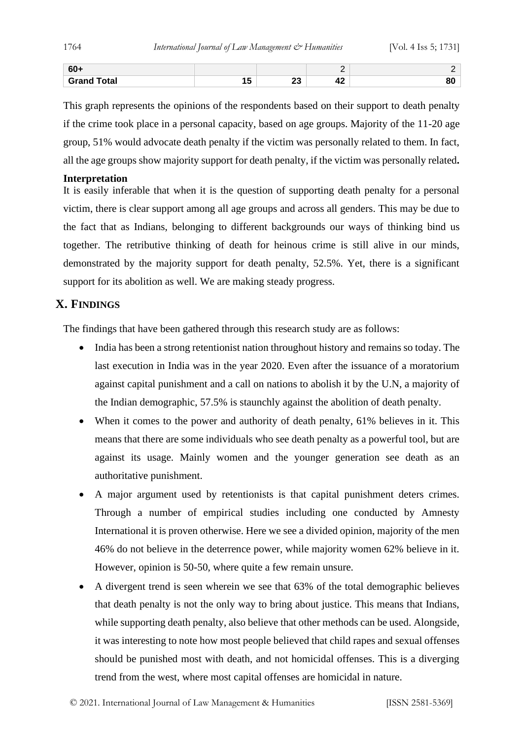| | | | | |
|---|---|---|---|---|
| **60+** | | | 2 | 2 |
| **Grand Total** | **15** | **23** | **42** | **80** |

This graph represents the opinions of the respondents based on their support to death penalty if the crime took place in a personal capacity, based on age groups. Majority of the 11-20 age group, 51% would advocate death penalty if the victim was personally related to them. In fact, all the age groups show majority support for death penalty, if the victim was personally related**.**

**Interpretation**

It is easily inferable that when it is the question of supporting death penalty for a personal victim, there is clear support among all age groups and across all genders. This may be due to the fact that as Indians, belonging to different backgrounds our ways of thinking bind us together. The retributive thinking of death for heinous crime is still alive in our minds, demonstrated by the majority support for death penalty, 52.5%. Yet, there is a significant support for its abolition as well. We are making steady progress.

## X. Findings

The findings that have been gathered through this research study are as follows:

- India has been a strong retentionist nation throughout history and remains so today. The last execution in India was in the year 2020. Even after the issuance of a moratorium against capital punishment and a call on nations to abolish it by the U.N, a majority of the Indian demographic, 57.5% is staunchly against the abolition of death penalty.
- When it comes to the power and authority of death penalty, 61% believes in it. This means that there are some individuals who see death penalty as a powerful tool, but are against its usage. Mainly women and the younger generation see death as an authoritative punishment.
- A major argument used by retentionists is that capital punishment deters crimes. Through a number of empirical studies including one conducted by Amnesty International it is proven otherwise. Here we see a divided opinion, majority of the men 46% do not believe in the deterrence power, while majority women 62% believe in it. However, opinion is 50-50, where quite a few remain unsure.
- A divergent trend is seen wherein we see that 63% of the total demographic believes that death penalty is not the only way to bring about justice. This means that Indians, while supporting death penalty, also believe that other methods can be used. Alongside, it was interesting to note how most people believed that child rapes and sexual offenses should be punished most with death, and not homicidal offenses. This is a diverging trend from the west, where most capital offenses are homicidal in nature.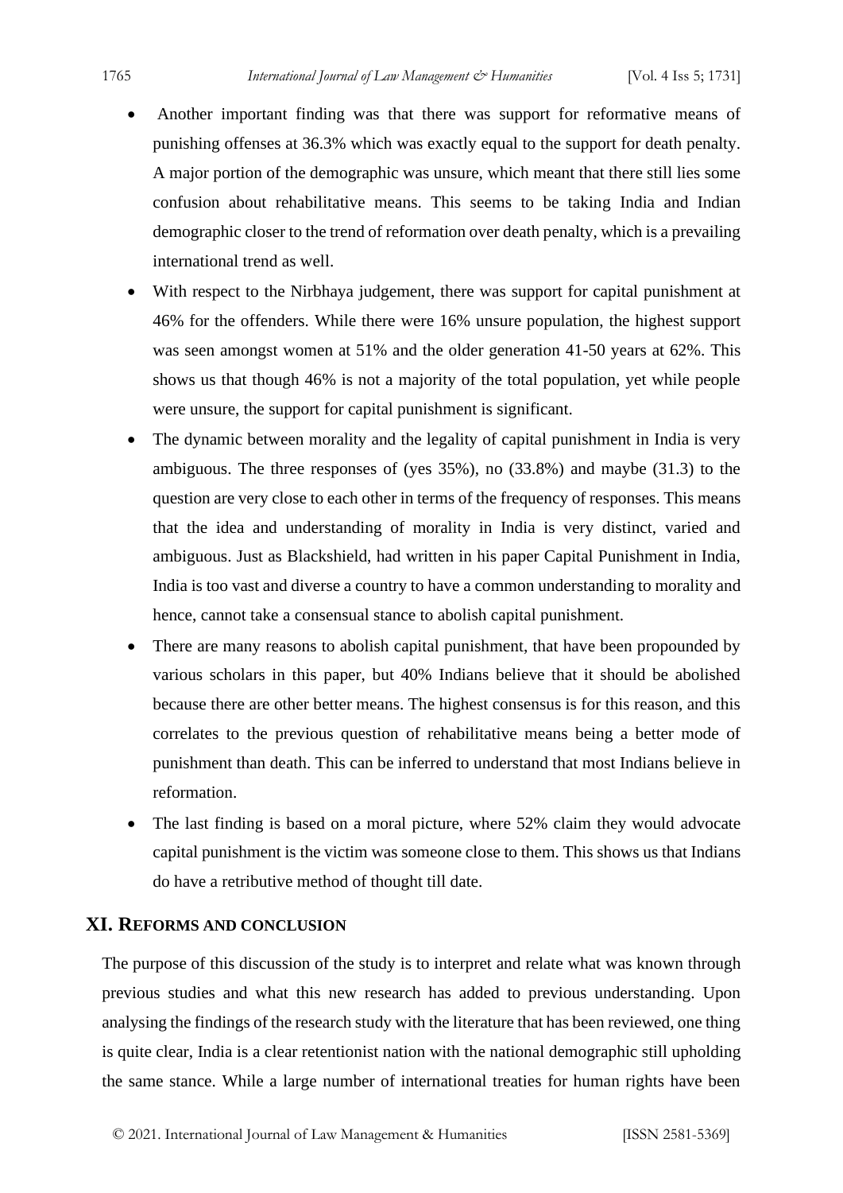- Another important finding was that there was support for reformative means of punishing offenses at 36.3% which was exactly equal to the support for death penalty. A major portion of the demographic was unsure, which meant that there still lies some confusion about rehabilitative means. This seems to be taking India and Indian demographic closer to the trend of reformation over death penalty, which is a prevailing international trend as well.
- With respect to the Nirbhaya judgement, there was support for capital punishment at 46% for the offenders. While there were 16% unsure population, the highest support was seen amongst women at 51% and the older generation 41-50 years at 62%. This shows us that though 46% is not a majority of the total population, yet while people were unsure, the support for capital punishment is significant.
- The dynamic between morality and the legality of capital punishment in India is very ambiguous. The three responses of (yes 35%), no (33.8%) and maybe (31.3) to the question are very close to each other in terms of the frequency of responses. This means that the idea and understanding of morality in India is very distinct, varied and ambiguous. Just as Blackshield, had written in his paper Capital Punishment in India, India is too vast and diverse a country to have a common understanding to morality and hence, cannot take a consensual stance to abolish capital punishment.
- There are many reasons to abolish capital punishment, that have been propounded by various scholars in this paper, but 40% Indians believe that it should be abolished because there are other better means. The highest consensus is for this reason, and this correlates to the previous question of rehabilitative means being a better mode of punishment than death. This can be inferred to understand that most Indians believe in reformation.
- The last finding is based on a moral picture, where 52% claim they would advocate capital punishment is the victim was someone close to them. This shows us that Indians do have a retributive method of thought till date.

## XI. Reforms and Conclusion

The purpose of this discussion of the study is to interpret and relate what was known through previous studies and what this new research has added to previous understanding. Upon analysing the findings of the research study with the literature that has been reviewed, one thing is quite clear, India is a clear retentionist nation with the national demographic still upholding the same stance. While a large number of international treaties for human rights have been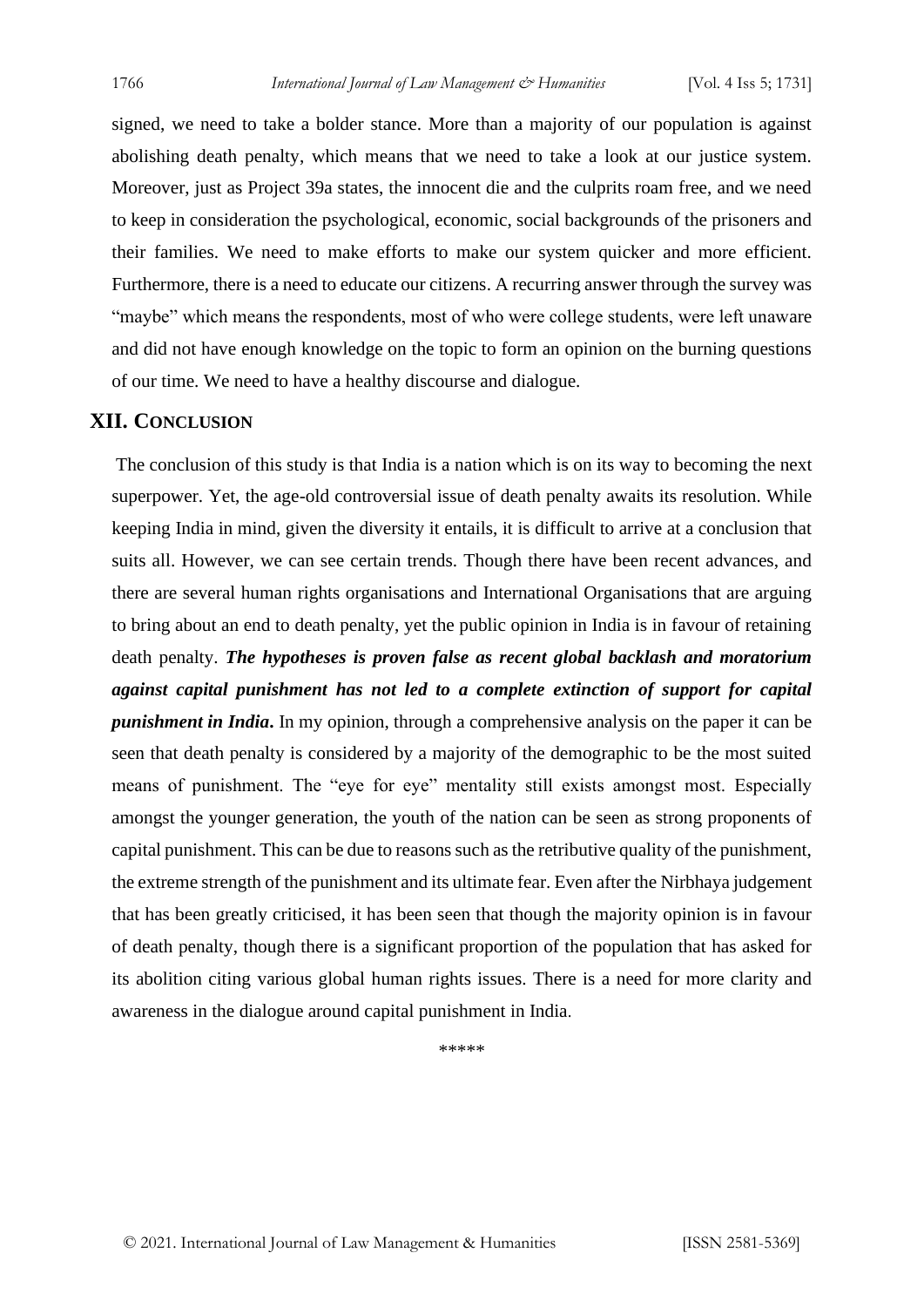signed, we need to take a bolder stance. More than a majority of our population is against abolishing death penalty, which means that we need to take a look at our justice system. Moreover, just as Project 39a states, the innocent die and the culprits roam free, and we need to keep in consideration the psychological, economic, social backgrounds of the prisoners and their families. We need to make efforts to make our system quicker and more efficient. Furthermore, there is a need to educate our citizens. A recurring answer through the survey was "maybe" which means the respondents, most of who were college students, were left unaware and did not have enough knowledge on the topic to form an opinion on the burning questions of our time. We need to have a healthy discourse and dialogue.

## XII. Conclusion

The conclusion of this study is that India is a nation which is on its way to becoming the next superpower. Yet, the age-old controversial issue of death penalty awaits its resolution. While keeping India in mind, given the diversity it entails, it is difficult to arrive at a conclusion that suits all. However, we can see certain trends. Though there have been recent advances, and there are several human rights organisations and International Organisations that are arguing to bring about an end to death penalty, yet the public opinion in India is in favour of retaining death penalty. ***The hypotheses is proven false as recent global backlash and moratorium against capital punishment has not led to a complete extinction of support for capital punishment in India*.** In my opinion, through a comprehensive analysis on the paper it can be seen that death penalty is considered by a majority of the demographic to be the most suited means of punishment. The "eye for eye" mentality still exists amongst most. Especially amongst the younger generation, the youth of the nation can be seen as strong proponents of capital punishment. This can be due to reasons such as the retributive quality of the punishment, the extreme strength of the punishment and its ultimate fear. Even after the Nirbhaya judgement that has been greatly criticised, it has been seen that though the majority opinion is in favour of death penalty, though there is a significant proportion of the population that has asked for its abolition citing various global human rights issues. There is a need for more clarity and awareness in the dialogue around capital punishment in India.

*****